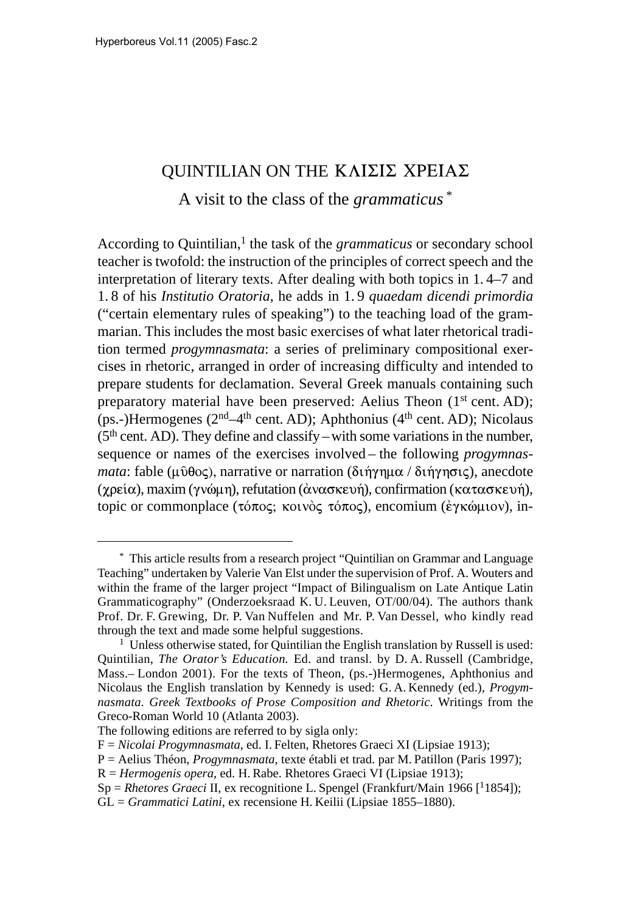# QUINTILIAN ON THE ΚΛΙΣΙΣ ΧΡΕΙΑΣ

## A visit to the class of the *grammaticus* [*]

According to Quintilian,[1] the task of the *grammaticus* or secondary school teacher is twofold: the instruction of the principles of correct speech and the interpretation of literary texts. After dealing with both topics in 1. 4–7 and 1. 8 of his *Institutio Oratoria*, he adds in 1. 9 *quaedam dicendi primordia* ("certain elementary rules of speaking") to the teaching load of the grammarian. This includes the most basic exercises of what later rhetorical tradition termed *progymnasmata*: a series of preliminary compositional exercises in rhetoric, arranged in order of increasing difficulty and intended to prepare students for declamation. Several Greek manuals containing such preparatory material have been preserved: Aelius Theon (1st cent. AD); (ps.-)Hermogenes (2nd–4th cent. AD); Aphthonius (4th cent. AD); Nicolaus (5th cent. AD). They define and classify – with some variations in the number, sequence or names of the exercises involved – the following *progymnasmata*: fable (μῦθος), narrative or narration (διήγημα / διήγησις), anecdote (χρεία), maxim (γνώμη), refutation (ἀνασκευή), confirmation (κατασκευή), topic or commonplace (τόπος; κοινὸς τόπος), encomium (ἐγκώμιον), in-

---

[*] This article results from a research project "Quintilian on Grammar and Language Teaching" undertaken by Valerie Van Elst under the supervision of Prof. A. Wouters and within the frame of the larger project "Impact of Bilingualism on Late Antique Latin Grammaticography" (Onderzoeksraad K. U. Leuven, OT/00/04). The authors thank Prof. Dr. F. Grewing, Dr. P. Van Nuffelen and Mr. P. Van Dessel, who kindly read through the text and made some helpful suggestions.

[1] Unless otherwise stated, for Quintilian the English translation by Russell is used: Quintilian, *The Orator's Education*. Ed. and transl. by D. A. Russell (Cambridge, Mass.– London 2001). For the texts of Theon, (ps.-)Hermogenes, Aphthonius and Nicolaus the English translation by Kennedy is used: G. A. Kennedy (ed.), *Progymnasmata. Greek Textbooks of Prose Composition and Rhetoric*. Writings from the Greco-Roman World 10 (Atlanta 2003).

The following editions are referred to by sigla only:

F = *Nicolai Progymnasmata*, ed. I. Felten, Rhetores Graeci XI (Lipsiae 1913);

P = Aelius Théon, *Progymnasmata*, texte établi et trad. par M. Patillon (Paris 1997);

R = *Hermogenis opera*, ed. H. Rabe. Rhetores Graeci VI (Lipsiae 1913);

Sp = *Rhetores Graeci* II, ex recognitione L. Spengel (Frankfurt/Main 1966 [[1]1854]);

GL = *Grammatici Latini*, ex recensione H. Keilii (Lipsiae 1855–1880).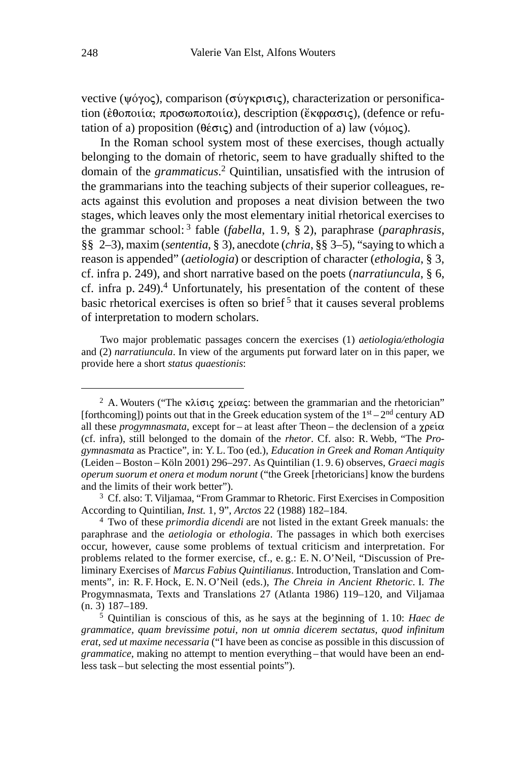vective (ψόγος), comparison (σύγκρισις), characterization or personification (ἠθοποιία; προσωποποιία), description (ἔκφρασις), (defence or refutation of a) proposition (θέσις) and (introduction of a) law (νόμος).

In the Roman school system most of these exercises, though actually belonging to the domain of rhetoric, seem to have gradually shifted to the domain of the *grammaticus*.[2] Quintilian, unsatisfied with the intrusion of the grammarians into the teaching subjects of their superior colleagues, reacts against this evolution and proposes a neat division between the two stages, which leaves only the most elementary initial rhetorical exercises to the grammar school:[3] fable (*fabella*, 1. 9, § 2), paraphrase (*paraphrasis*, §§ 2–3), maxim (*sententia*, § 3), anecdote (*chria*, §§ 3–5), "saying to which a reason is appended" (*aetiologia*) or description of character (*ethologia*, § 3, cf. infra p. 249), and short narrative based on the poets (*narratiuncula*, § 6, cf. infra p. 249).[4] Unfortunately, his presentation of the content of these basic rhetorical exercises is often so brief[5] that it causes several problems of interpretation to modern scholars.

Two major problematic passages concern the exercises (1) *aetiologia/ethologia* and (2) *narratiuncula*. In view of the arguments put forward later on in this paper, we provide here a short *status quaestionis*:

---

[2] A. Wouters ("The κλίσις χρείας: between the grammarian and the rhetorician" [forthcoming]) points out that in the Greek education system of the 1st – 2nd century AD all these *progymnasmata*, except for – at least after Theon – the declension of a χρεία (cf. infra), still belonged to the domain of the *rhetor*. Cf. also: R. Webb, "The *Progymnasmata* as Practice", in: Y. L. Too (ed.), *Education in Greek and Roman Antiquity* (Leiden – Boston – Köln 2001) 296–297. As Quintilian (1. 9. 6) observes, *Graeci magis operum suorum et onera et modum norunt* ("the Greek [rhetoricians] know the burdens and the limits of their work better").

[3] Cf. also: T. Viljamaa, "From Grammar to Rhetoric. First Exercises in Composition According to Quintilian, *Inst.* 1, 9", *Arctos* 22 (1988) 182–184.

[4] Two of these *primordia dicendi* are not listed in the extant Greek manuals: the paraphrase and the *aetiologia* or *ethologia*. The passages in which both exercises occur, however, cause some problems of textual criticism and interpretation. For problems related to the former exercise, cf., e. g.: E. N. O'Neil, "Discussion of Preliminary Exercises of *Marcus Fabius Quintilianus*. Introduction, Translation and Comments", in: R. F. Hock, E. N. O'Neil (eds.), *The Chreia in Ancient Rhetoric*. I. *The* Progymnasmata, Texts and Translations 27 (Atlanta 1986) 119–120, and Viljamaa (n. 3) 187–189.

[5] Quintilian is conscious of this, as he says at the beginning of 1. 10: *Haec de grammatice, quam brevissime potui, non ut omnia dicerem sectatus, quod infinitum erat, sed ut maxime necessaria* ("I have been as concise as possible in this discussion of *grammatice*, making no attempt to mention everything – that would have been an endless task – but selecting the most essential points").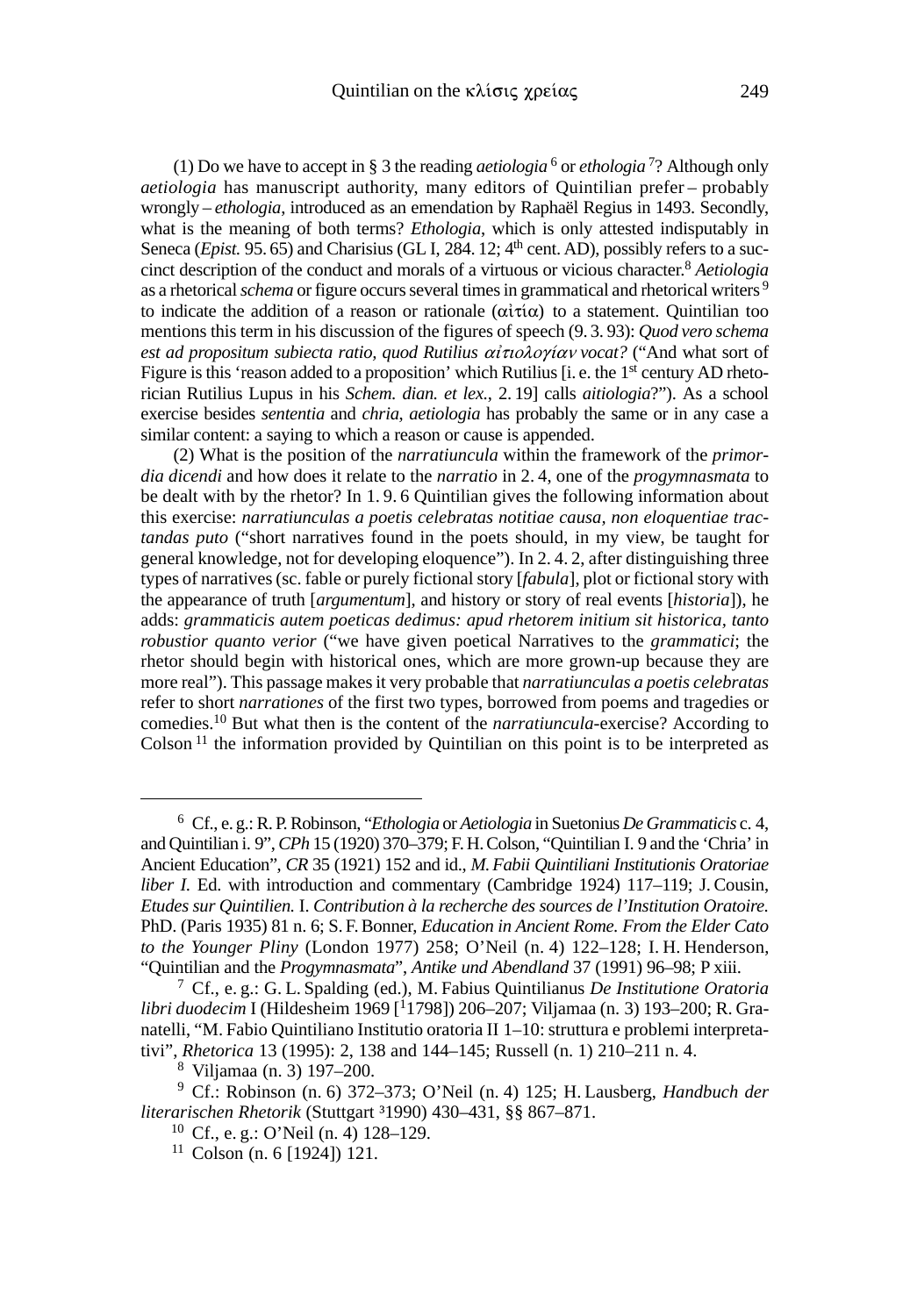(1) Do we have to accept in § 3 the reading *aetiologia* [6] or *ethologia* [7]? Although only *aetiologia* has manuscript authority, many editors of Quintilian prefer – probably wrongly – *ethologia*, introduced as an emendation by Raphaël Regius in 1493. Secondly, what is the meaning of both terms? *Ethologia*, which is only attested indisputably in Seneca (*Epist.* 95. 65) and Charisius (GL I, 284. 12; 4th cent. AD), possibly refers to a succinct description of the conduct and morals of a virtuous or vicious character.[8] *Aetiologia* as a rhetorical *schema* or figure occurs several times in grammatical and rhetorical writers [9] to indicate the addition of a reason or rationale (αἰτία) to a statement. Quintilian too mentions this term in his discussion of the figures of speech (9. 3. 93): *Quod vero schema est ad propositum subiecta ratio, quod Rutilius αἰτιολογίαν vocat?* ("And what sort of Figure is this 'reason added to a proposition' which Rutilius [i. e. the 1st century AD rhetorician Rutilius Lupus in his *Schem. dian. et lex.*, 2. 19] calls *aitiologia*?"). As a school exercise besides *sententia* and *chria*, *aetiologia* has probably the same or in any case a similar content: a saying to which a reason or cause is appended.

(2) What is the position of the *narratiuncula* within the framework of the *primordia dicendi* and how does it relate to the *narratio* in 2. 4, one of the *progymnasmata* to be dealt with by the rhetor? In 1. 9. 6 Quintilian gives the following information about this exercise: *narratiunculas a poetis celebratas notitiae causa, non eloquentiae tractandas puto* ("short narratives found in the poets should, in my view, be taught for general knowledge, not for developing eloquence"). In 2. 4. 2, after distinguishing three types of narratives (sc. fable or purely fictional story [*fabula*], plot or fictional story with the appearance of truth [*argumentum*], and history or story of real events [*historia*]), he adds: *grammaticis autem poeticas dedimus: apud rhetorem initium sit historica, tanto robustior quanto verior* ("we have given poetical Narratives to the *grammatici*; the rhetor should begin with historical ones, which are more grown-up because they are more real"). This passage makes it very probable that *narratiunculas a poetis celebratas* refer to short *narrationes* of the first two types, borrowed from poems and tragedies or comedies.[10] But what then is the content of the *narratiuncula*-exercise? According to Colson [11] the information provided by Quintilian on this point is to be interpreted as

---

[6] Cf., e. g.: R. P. Robinson, "*Ethologia* or *Aetiologia* in Suetonius *De Grammaticis* c. 4, and Quintilian i. 9", *CPh* 15 (1920) 370–379; F. H. Colson, "Quintilian I. 9 and the 'Chria' in Ancient Education", *CR* 35 (1921) 152 and id., *M. Fabii Quintiliani Institutionis Oratoriae liber I.* Ed. with introduction and commentary (Cambridge 1924) 117–119; J. Cousin, *Etudes sur Quintilien.* I. *Contribution à la recherche des sources de l'Institution Oratoire.* PhD. (Paris 1935) 81 n. 6; S. F. Bonner, *Education in Ancient Rome. From the Elder Cato to the Younger Pliny* (London 1977) 258; O'Neil (n. 4) 122–128; I. H. Henderson, "Quintilian and the *Progymnasmata*", *Antike und Abendland* 37 (1991) 96–98; P xiii.

[7] Cf., e. g.: G. L. Spalding (ed.), M. Fabius Quintilianus *De Institutione Oratoria libri duodecim* I (Hildesheim 1969 [¹1798]) 206–207; Viljamaa (n. 3) 193–200; R. Granatelli, "M. Fabio Quintiliano Institutio oratoria II 1–10: struttura e problemi interpretativi", *Rhetorica* 13 (1995): 2, 138 and 144–145; Russell (n. 1) 210–211 n. 4.

[8] Viljamaa (n. 3) 197–200.

[9] Cf.: Robinson (n. 6) 372–373; O'Neil (n. 4) 125; H. Lausberg, *Handbuch der literarischen Rhetorik* (Stuttgart ³1990) 430–431, §§ 867–871.

[10] Cf., e. g.: O'Neil (n. 4) 128–129.

[11] Colson (n. 6 [1924]) 121.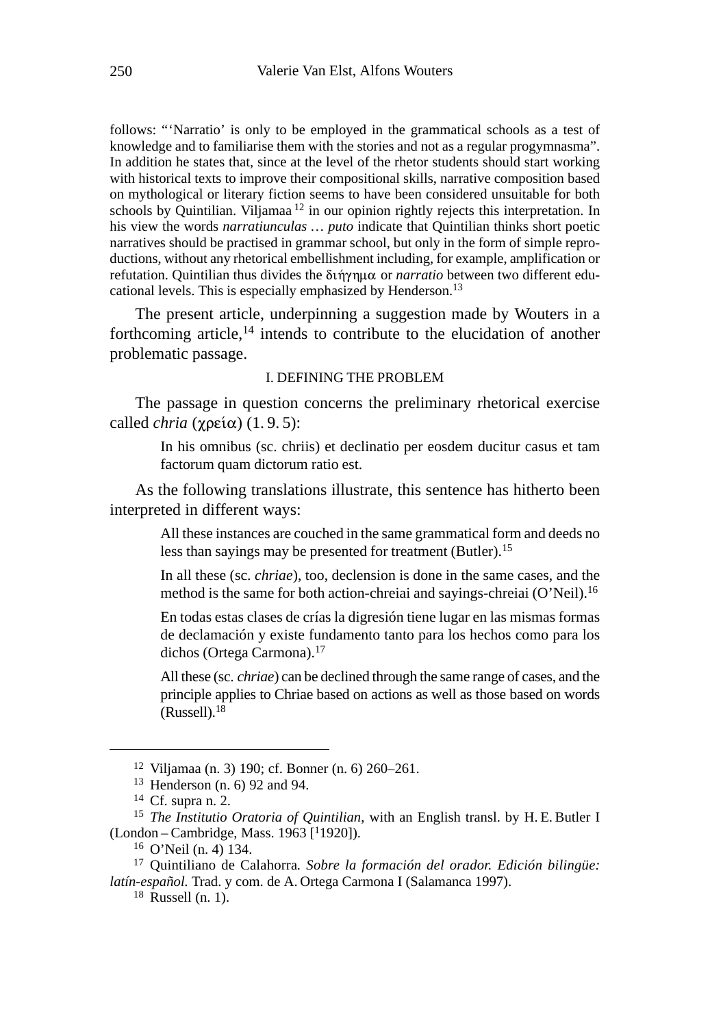follows: "'Narratio' is only to be employed in the grammatical schools as a test of knowledge and to familiarise them with the stories and not as a regular progymnasma". In addition he states that, since at the level of the rhetor students should start working with historical texts to improve their compositional skills, narrative composition based on mythological or literary fiction seems to have been considered unsuitable for both schools by Quintilian. Viljamaa [12] in our opinion rightly rejects this interpretation. In his view the words *narratiunculas … puto* indicate that Quintilian thinks short poetic narratives should be practised in grammar school, but only in the form of simple reproductions, without any rhetorical embellishment including, for example, amplification or refutation. Quintilian thus divides the διήγημα or *narratio* between two different educational levels. This is especially emphasized by Henderson.[13]

The present article, underpinning a suggestion made by Wouters in a forthcoming article,[14] intends to contribute to the elucidation of another problematic passage.

## I. DEFINING THE PROBLEM

The passage in question concerns the preliminary rhetorical exercise called *chria* (χρεία) (1. 9. 5):

> In his omnibus (sc. chriis) et declinatio per eosdem ducitur casus et tam factorum quam dictorum ratio est.

As the following translations illustrate, this sentence has hitherto been interpreted in different ways:

> All these instances are couched in the same grammatical form and deeds no less than sayings may be presented for treatment (Butler).[15]

> In all these (sc. *chriae*), too, declension is done in the same cases, and the method is the same for both action-chreiai and sayings-chreiai (O'Neil).[16]

> En todas estas clases de crías la digresión tiene lugar en las mismas formas de declamación y existe fundamento tanto para los hechos como para los dichos (Ortega Carmona).[17]

> All these (sc. *chriae*) can be declined through the same range of cases, and the principle applies to Chriae based on actions as well as those based on words (Russell).[18]

---

[12] Viljamaa (n. 3) 190; cf. Bonner (n. 6) 260–261.

[13] Henderson (n. 6) 92 and 94.

[14] Cf. supra n. 2.

[15] *The Institutio Oratoria of Quintilian*, with an English transl. by H. E. Butler I (London – Cambridge, Mass. 1963 [[1]1920]).

[16] O'Neil (n. 4) 134.

[17] Quintiliano de Calahorra. *Sobre la formación del orador. Edición bilingüe: latín-español.* Trad. y com. de A. Ortega Carmona I (Salamanca 1997).

[18] Russell (n. 1).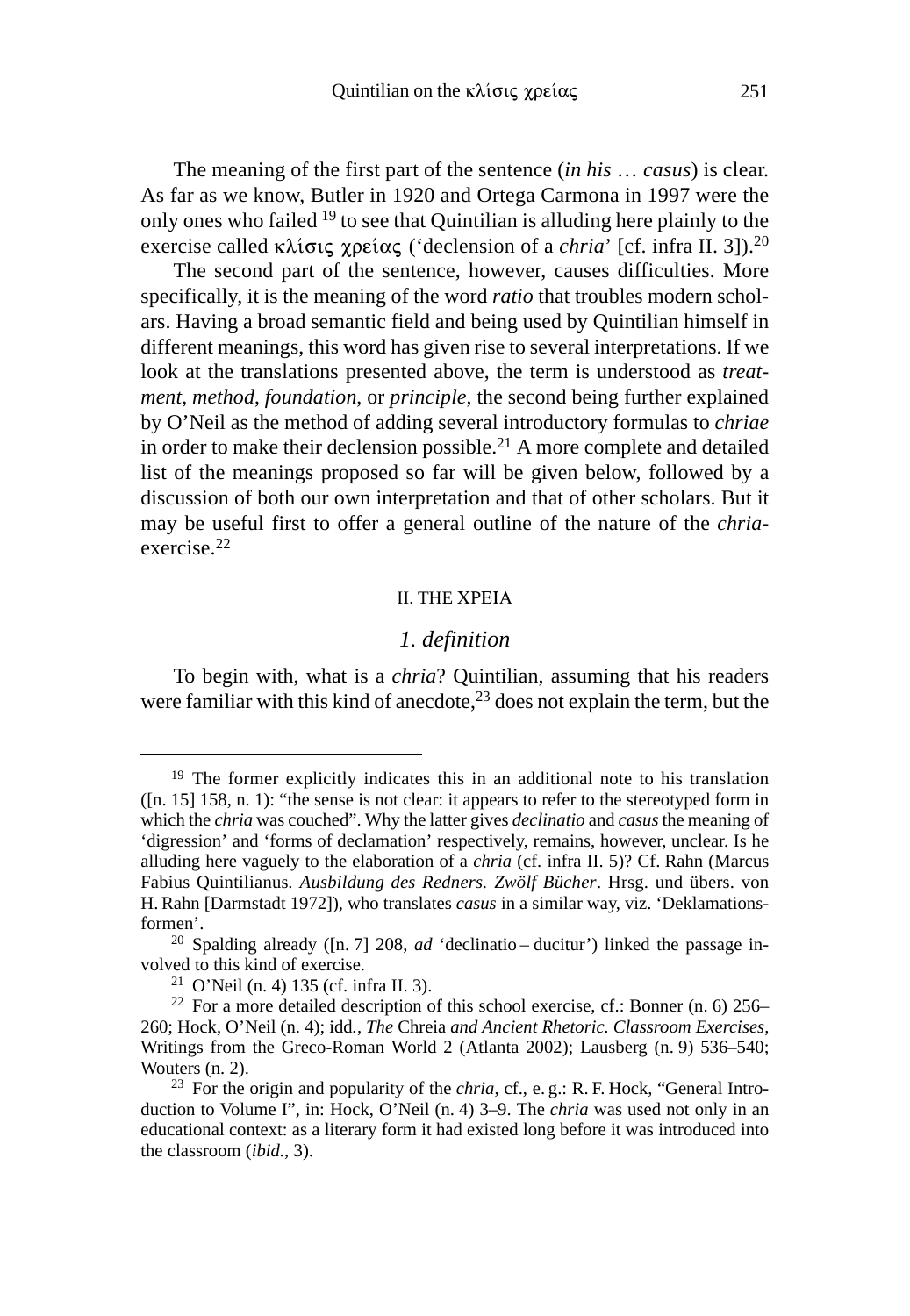The meaning of the first part of the sentence (*in his … casus*) is clear. As far as we know, Butler in 1920 and Ortega Carmona in 1997 were the only ones who failed [19] to see that Quintilian is alluding here plainly to the exercise called κλίσις χρείας ('declension of a *chria*' [cf. infra II. 3]).[20]

The second part of the sentence, however, causes difficulties. More specifically, it is the meaning of the word *ratio* that troubles modern scholars. Having a broad semantic field and being used by Quintilian himself in different meanings, this word has given rise to several interpretations. If we look at the translations presented above, the term is understood as *treatment*, *method*, *foundation*, or *principle*, the second being further explained by O'Neil as the method of adding several introductory formulas to *chriae* in order to make their declension possible.[21] A more complete and detailed list of the meanings proposed so far will be given below, followed by a discussion of both our own interpretation and that of other scholars. But it may be useful first to offer a general outline of the nature of the *chria*-exercise.[22]

## II. THE XPEIA

### *1. definition*

To begin with, what is a *chria*? Quintilian, assuming that his readers were familiar with this kind of anecdote,[23] does not explain the term, but the

---

[19] The former explicitly indicates this in an additional note to his translation ([n. 15] 158, n. 1): "the sense is not clear: it appears to refer to the stereotyped form in which the *chria* was couched". Why the latter gives *declinatio* and *casus* the meaning of 'digression' and 'forms of declamation' respectively, remains, however, unclear. Is he alluding here vaguely to the elaboration of a *chria* (cf. infra II. 5)? Cf. Rahn (Marcus Fabius Quintilianus. *Ausbildung des Redners. Zwölf Bücher*. Hrsg. und übers. von H. Rahn [Darmstadt 1972]), who translates *casus* in a similar way, viz. 'Deklamationsformen'.

[20] Spalding already ([n. 7] 208, *ad* 'declinatio – ducitur') linked the passage involved to this kind of exercise.

[21] O'Neil (n. 4) 135 (cf. infra II. 3).

[22] For a more detailed description of this school exercise, cf.: Bonner (n. 6) 256–260; Hock, O'Neil (n. 4); idd., *The* Chreia *and Ancient Rhetoric. Classroom Exercises*, Writings from the Greco-Roman World 2 (Atlanta 2002); Lausberg (n. 9) 536–540; Wouters (n. 2).

[23] For the origin and popularity of the *chria*, cf., e. g.: R. F. Hock, "General Introduction to Volume I", in: Hock, O'Neil (n. 4) 3–9. The *chria* was used not only in an educational context: as a literary form it had existed long before it was introduced into the classroom (*ibid.*, 3).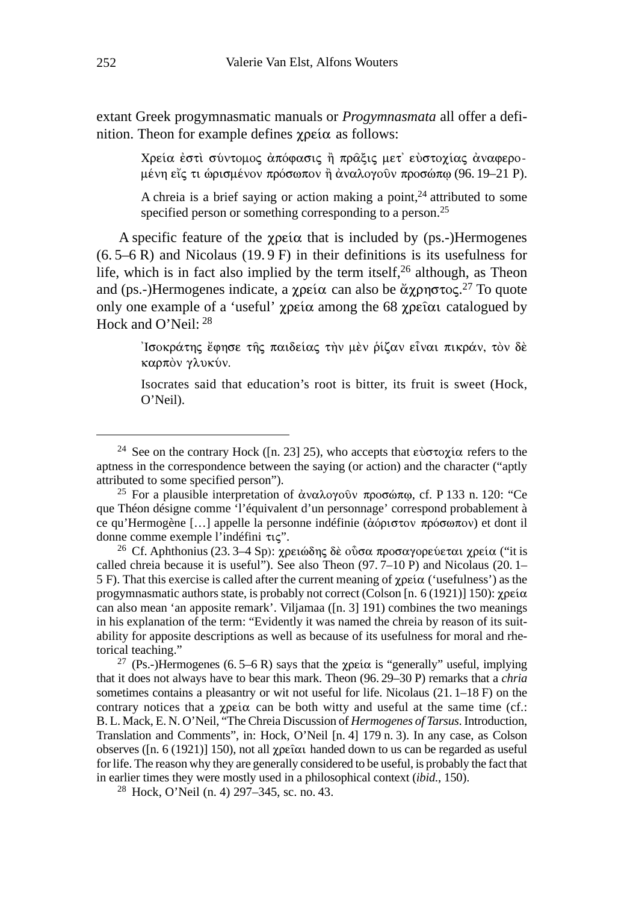extant Greek progymnasmatic manuals or *Progymnasmata* all offer a definition. Theon for example defines χρεία as follows:

> Χρεία ἐστὶ σύντομος ἀπόφασις ἢ πρᾶξις μετ᾽ εὐστοχίας ἀναφερομένη εἴς τι ὡρισμένον πρόσωπον ἢ ἀναλογοῦν προσώπῳ (96. 19–21 P).
>
> A chreia is a brief saying or action making a point,[24] attributed to some specified person or something corresponding to a person.[25]

A specific feature of the χρεία that is included by (ps.-)Hermogenes (6. 5–6 R) and Nicolaus (19. 9 F) in their definitions is its usefulness for life, which is in fact also implied by the term itself,[26] although, as Theon and (ps.-)Hermogenes indicate, a χρεία can also be ἄχρηστος.[27] To quote only one example of a 'useful' χρεία among the 68 χρεῖαι catalogued by Hock and O'Neil: [28]

> Ἰσοκράτης ἔφησε τῆς παιδείας τὴν μὲν ῥίζαν εἶναι πικράν, τὸν δὲ καρπὸν γλυκύν.
>
> Isocrates said that education's root is bitter, its fruit is sweet (Hock, O'Neil).

---

[24] See on the contrary Hock ([n. 23] 25), who accepts that εὐστοχία refers to the aptness in the correspondence between the saying (or action) and the character ("aptly attributed to some specified person").

[25] For a plausible interpretation of ἀναλογοῦν προσώπῳ, cf. P 133 n. 120: "Ce que Théon désigne comme 'l'équivalent d'un personnage' correspond probablement à ce qu'Hermogène […] appelle la personne indéfinie (ἀόριστον πρόσωπον) et dont il donne comme exemple l'indéfini τις".

[26] Cf. Aphthonius (23. 3–4 Sp): χρειώδης δὲ οὖσα προσαγορεύεται χρεία ("it is called chreia because it is useful"). See also Theon (97. 7–10 P) and Nicolaus (20. 1–5 F). That this exercise is called after the current meaning of χρεία ('usefulness') as the progymnasmatic authors state, is probably not correct (Colson [n. 6 (1921)] 150): χρεία can also mean 'an apposite remark'. Viljamaa ([n. 3] 191) combines the two meanings in his explanation of the term: "Evidently it was named the chreia by reason of its suitability for apposite descriptions as well as because of its usefulness for moral and rhetorical teaching."

[27] (Ps.-)Hermogenes (6. 5–6 R) says that the χρεία is "generally" useful, implying that it does not always have to bear this mark. Theon (96. 29–30 P) remarks that a *chria* sometimes contains a pleasantry or wit not useful for life. Nicolaus (21. 1–18 F) on the contrary notices that a χρεία can be both witty and useful at the same time (cf.: B. L. Mack, E. N. O'Neil, "The Chreia Discussion of *Hermogenes of Tarsus*. Introduction, Translation and Comments", in: Hock, O'Neil [n. 4] 179 n. 3). In any case, as Colson observes ([n. 6 (1921)] 150), not all χρεῖαι handed down to us can be regarded as useful for life. The reason why they are generally considered to be useful, is probably the fact that in earlier times they were mostly used in a philosophical context (*ibid.*, 150).

[28] Hock, O'Neil (n. 4) 297–345, sc. no. 43.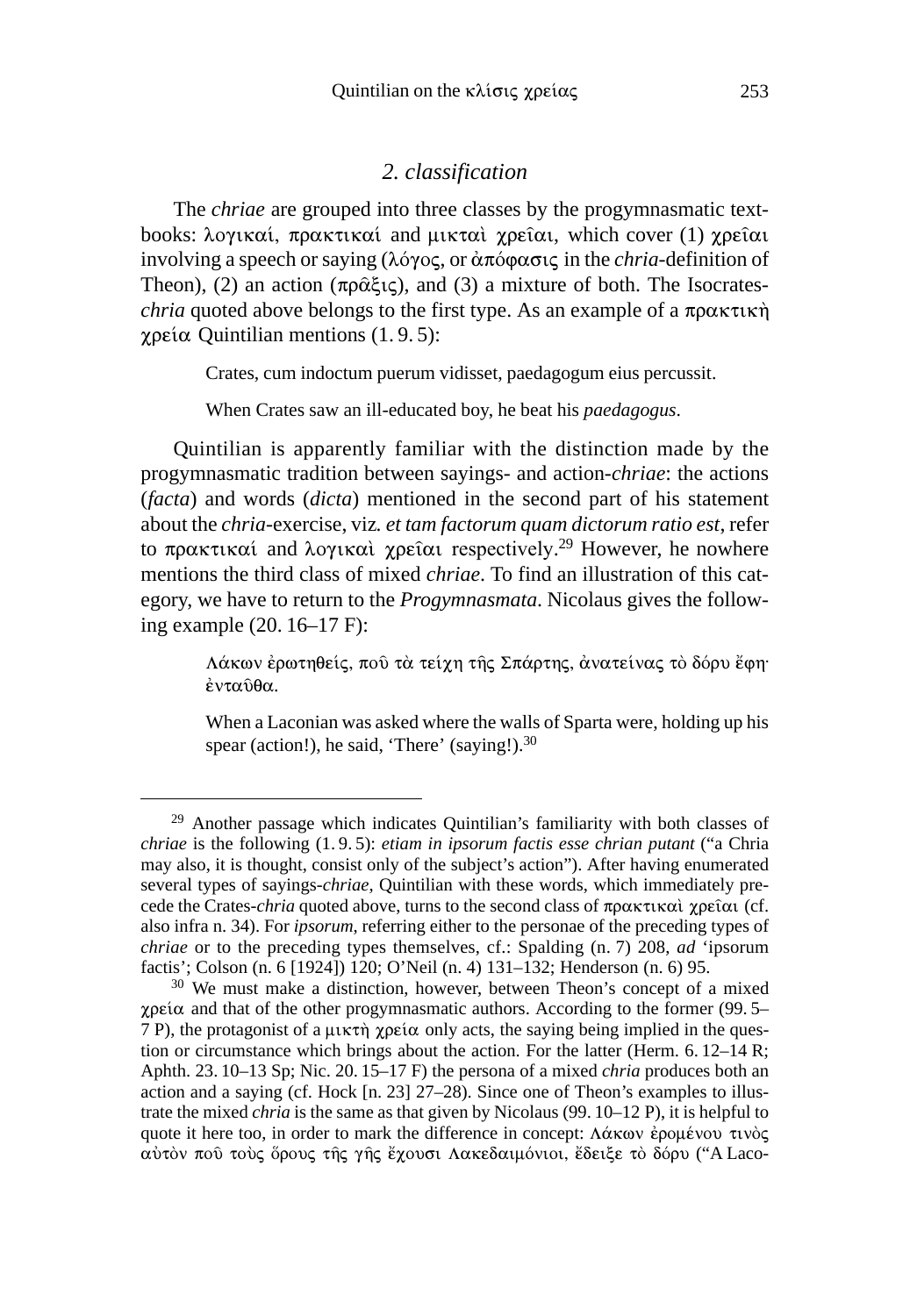## 2. classification

The *chriae* are grouped into three classes by the progymnasmatic textbooks: λογικαί, πρακτικαί and μικταὶ χρεῖαι, which cover (1) χρεῖαι involving a speech or saying (λόγος, or ἀπόφασις in the *chria*-definition of Theon), (2) an action (πρᾶξις), and (3) a mixture of both. The Isocrates-*chria* quoted above belongs to the first type. As an example of a πρακτικὴ χρεία Quintilian mentions (1. 9. 5):

> Crates, cum indoctum puerum vidisset, paedagogum eius percussit.
>
> When Crates saw an ill-educated boy, he beat his *paedagogus*.

Quintilian is apparently familiar with the distinction made by the progymnasmatic tradition between sayings- and action-*chriae*: the actions (*facta*) and words (*dicta*) mentioned in the second part of his statement about the *chria*-exercise, viz. *et tam factorum quam dictorum ratio est*, refer to πρακτικαί and λογικαὶ χρεῖαι respectively.[29] However, he nowhere mentions the third class of mixed *chriae*. To find an illustration of this category, we have to return to the *Progymnasmata*. Nicolaus gives the following example (20. 16–17 F):

> Λάκων ἐρωτηθείς, ποῦ τὰ τείχη τῆς Σπάρτης, ἀνατείνας τὸ δόρυ ἔφη· ἐνταῦθα.
>
> When a Laconian was asked where the walls of Sparta were, holding up his spear (action!), he said, 'There' (saying!).[30]

---

[29] Another passage which indicates Quintilian's familiarity with both classes of *chriae* is the following (1. 9. 5): *etiam in ipsorum factis esse chrian putant* ("a Chria may also, it is thought, consist only of the subject's action"). After having enumerated several types of sayings-*chriae*, Quintilian with these words, which immediately precede the Crates-*chria* quoted above, turns to the second class of πρακτικαὶ χρεῖαι (cf. also infra n. 34). For *ipsorum*, referring either to the personae of the preceding types of *chriae* or to the preceding types themselves, cf.: Spalding (n. 7) 208, *ad* 'ipsorum factis'; Colson (n. 6 [1924]) 120; O'Neil (n. 4) 131–132; Henderson (n. 6) 95.

[30] We must make a distinction, however, between Theon's concept of a mixed χρεία and that of the other progymnasmatic authors. According to the former (99. 5–7 P), the protagonist of a μικτὴ χρεία only acts, the saying being implied in the question or circumstance which brings about the action. For the latter (Herm. 6. 12–14 R; Aphth. 23. 10–13 Sp; Nic. 20. 15–17 F) the persona of a mixed *chria* produces both an action and a saying (cf. Hock [n. 23] 27–28). Since one of Theon's examples to illustrate the mixed *chria* is the same as that given by Nicolaus (99. 10–12 P), it is helpful to quote it here too, in order to mark the difference in concept: Λάκων ἐρομένου τινὸς αὐτὸν ποῦ τοὺς ὅρους τῆς γῆς ἔχουσι Λακεδαιμόνιοι, ἔδειξε τὸ δόρυ ("A Laco-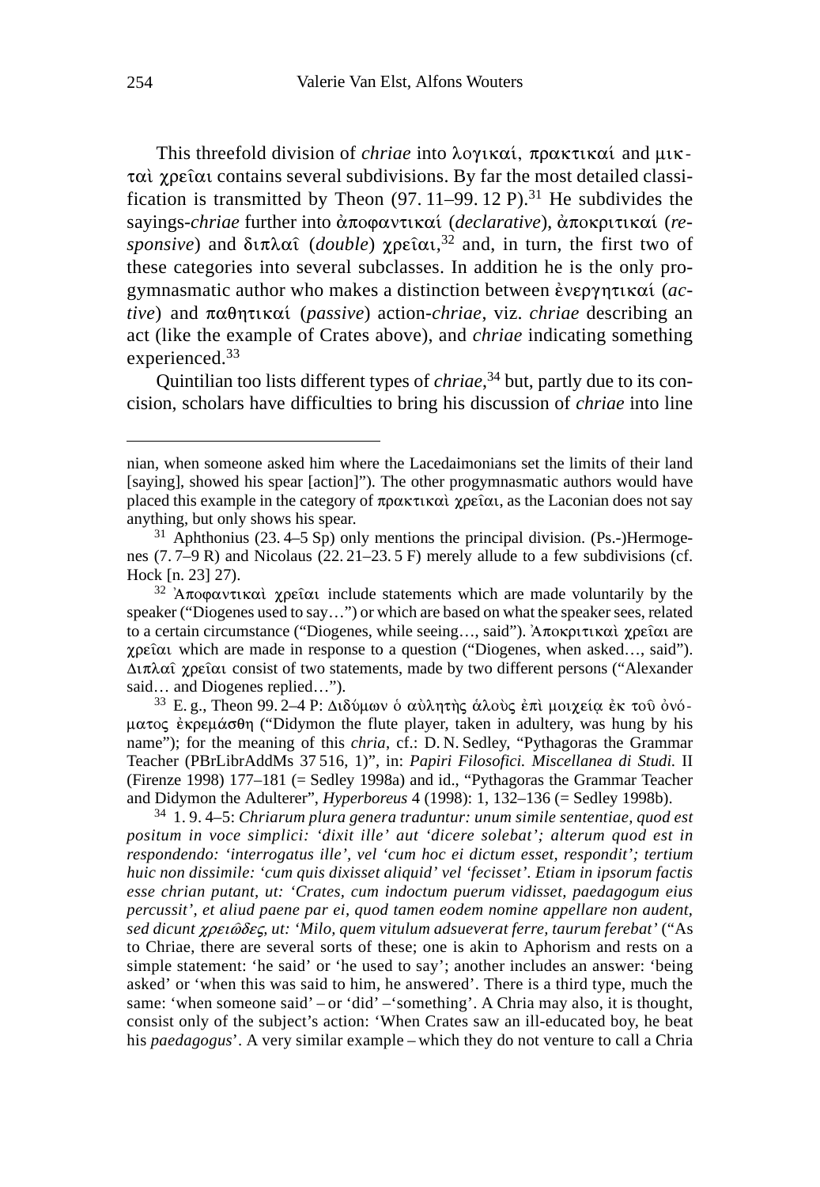This threefold division of *chriae* into λογικαί, πρακτικαί and μικταὶ χρεῖαι contains several subdivisions. By far the most detailed classification is transmitted by Theon (97. 11–99. 12 P).[31] He subdivides the sayings-*chriae* further into ἀποφαντικαί (*declarative*), ἀποκριτικαί (*responsive*) and διπλαῖ (*double*) χρεῖαι,[32] and, in turn, the first two of these categories into several subclasses. In addition he is the only progymnasmatic author who makes a distinction between ἐνεργητικαί (*active*) and παθητικαί (*passive*) action-*chriae*, viz. *chriae* describing an act (like the example of Crates above), and *chriae* indicating something experienced.[33]

Quintilian too lists different types of *chriae*,[34] but, partly due to its concision, scholars have difficulties to bring his discussion of *chriae* into line

---

nian, when someone asked him where the Lacedaimonians set the limits of their land [saying], showed his spear [action]"). The other progymnasmatic authors would have placed this example in the category of πρακτικαὶ χρεῖαι, as the Laconian does not say anything, but only shows his spear.

[31] Aphthonius (23. 4–5 Sp) only mentions the principal division. (Ps.-)Hermogenes (7. 7–9 R) and Nicolaus (22. 21–23. 5 F) merely allude to a few subdivisions (cf. Hock [n. 23] 27).

[32] Ἀποφαντικαὶ χρεῖαι include statements which are made voluntarily by the speaker ("Diogenes used to say…") or which are based on what the speaker sees, related to a certain circumstance ("Diogenes, while seeing…, said"). Ἀποκριτικαὶ χρεῖαι are χρεῖαι which are made in response to a question ("Diogenes, when asked…, said"). Διπλαῖ χρεῖαι consist of two statements, made by two different persons ("Alexander said… and Diogenes replied…").

[33] E. g., Theon 99. 2–4 P: Διδύμων ὁ αὐλητὴς ἁλοὺς ἐπὶ μοιχείᾳ ἐκ τοῦ ὀνόματος ἐκρεμάσθη ("Didymon the flute player, taken in adultery, was hung by his name"); for the meaning of this *chria*, cf.: D. N. Sedley, "Pythagoras the Grammar Teacher (PBrLibrAddMs 37 516, 1)", in: *Papiri Filosofici. Miscellanea di Studi.* II (Firenze 1998) 177–181 (= Sedley 1998a) and id., "Pythagoras the Grammar Teacher and Didymon the Adulterer", *Hyperboreus* 4 (1998): 1, 132–136 (= Sedley 1998b).

[34] 1. 9. 4–5: *Chriarum plura genera traduntur: unum simile sententiae, quod est positum in voce simplici: 'dixit ille' aut 'dicere solebat'; alterum quod est in respondendo: 'interrogatus ille', vel 'cum hoc ei dictum esset, respondit'; tertium huic non dissimile: 'cum quis dixisset aliquid' vel 'fecisset'. Etiam in ipsorum factis esse chrian putant, ut: 'Crates, cum indoctum puerum vidisset, paedagogum eius percussit', et aliud paene par ei, quod tamen eodem nomine appellare non audent, sed dicunt χρειῶδες, ut: 'Milo, quem vitulum adsueverat ferre, taurum ferebat'* ("As to Chriae, there are several sorts of these; one is akin to Aphorism and rests on a simple statement: 'he said' or 'he used to say'; another includes an answer: 'being asked' or 'when this was said to him, he answered'. There is a third type, much the same: 'when someone said' – or 'did' –'something'. A Chria may also, it is thought, consist only of the subject's action: 'When Crates saw an ill-educated boy, he beat his *paedagogus*'. A very similar example – which they do not venture to call a Chria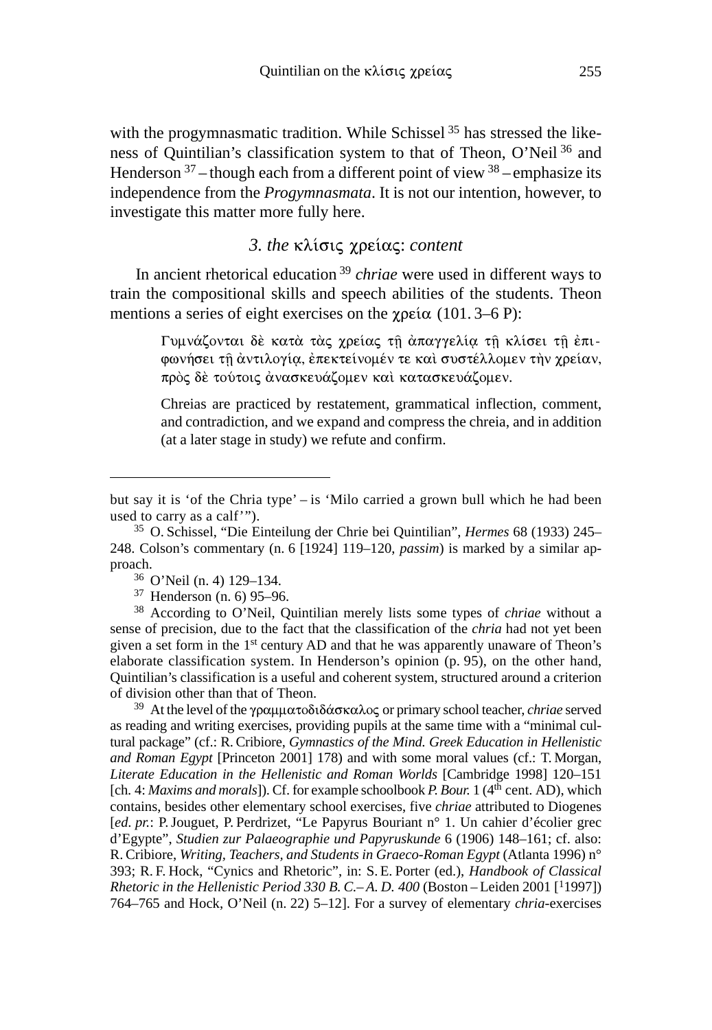with the progymnasmatic tradition. While Schissel [35] has stressed the likeness of Quintilian's classification system to that of Theon, O'Neil [36] and Henderson [37] – though each from a different point of view [38] – emphasize its independence from the *Progymnasmata*. It is not our intention, however, to investigate this matter more fully here.

### 3. *the* κλίσις χρείας: *content*

In ancient rhetorical education [39] *chriae* were used in different ways to train the compositional skills and speech abilities of the students. Theon mentions a series of eight exercises on the χρεία (101. 3–6 P):

> Γυμνάζονται δὲ κατὰ τὰς χρείας τῇ ἀπαγγελίᾳ τῇ κλίσει τῇ ἐπιφωνήσει τῇ ἀντιλογίᾳ, ἐπεκτείνομέν τε καὶ συστέλλομεν τὴν χρείαν, πρὸς δὲ τούτοις ἀνασκευάζομεν καὶ κατασκευάζομεν.
>
> Chreias are practiced by restatement, grammatical inflection, comment, and contradiction, and we expand and compress the chreia, and in addition (at a later stage in study) we refute and confirm.

---

but say it is 'of the Chria type' – is 'Milo carried a grown bull which he had been used to carry as a calf'").

[35] O. Schissel, "Die Einteilung der Chrie bei Quintilian", *Hermes* 68 (1933) 245–248. Colson's commentary (n. 6 [1924] 119–120, *passim*) is marked by a similar approach.

[36] O'Neil (n. 4) 129–134.

[37] Henderson (n. 6) 95–96.

[38] According to O'Neil, Quintilian merely lists some types of *chriae* without a sense of precision, due to the fact that the classification of the *chria* had not yet been given a set form in the 1st century AD and that he was apparently unaware of Theon's elaborate classification system. In Henderson's opinion (p. 95), on the other hand, Quintilian's classification is a useful and coherent system, structured around a criterion of division other than that of Theon.

[39] At the level of the γραμματοδιδάσκαλος or primary school teacher, *chriae* served as reading and writing exercises, providing pupils at the same time with a "minimal cultural package" (cf.: R. Cribiore, *Gymnastics of the Mind. Greek Education in Hellenistic and Roman Egypt* [Princeton 2001] 178) and with some moral values (cf.: T. Morgan, *Literate Education in the Hellenistic and Roman Worlds* [Cambridge 1998] 120–151 [ch. 4: *Maxims and morals*]). Cf. for example schoolbook *P. Bour.* 1 (4th cent. AD), which contains, besides other elementary school exercises, five *chriae* attributed to Diogenes [*ed. pr.*: P. Jouguet, P. Perdrizet, "Le Papyrus Bouriant n° 1. Un cahier d'écolier grec d'Egypte", *Studien zur Palaeographie und Papyruskunde* 6 (1906) 148–161; cf. also: R. Cribiore, *Writing, Teachers, and Students in Graeco-Roman Egypt* (Atlanta 1996) n° 393; R. F. Hock, "Cynics and Rhetoric", in: S. E. Porter (ed.), *Handbook of Classical Rhetoric in the Hellenistic Period 330 B. C.– A. D. 400* (Boston – Leiden 2001 [[1]1997]) 764–765 and Hock, O'Neil (n. 22) 5–12]. For a survey of elementary *chria*-exercises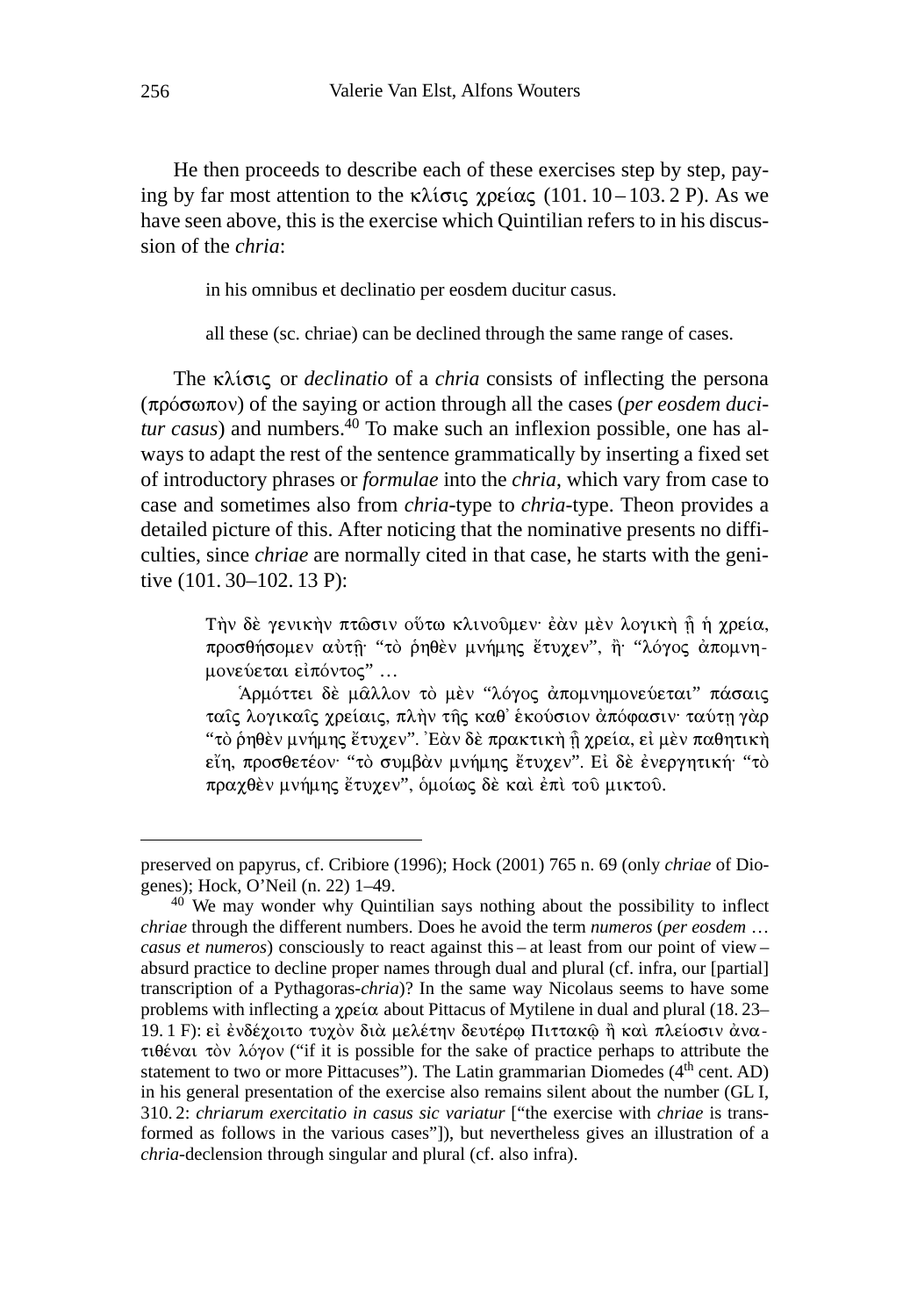He then proceeds to describe each of these exercises step by step, paying by far most attention to the κλίσις χρείας (101. 10 – 103. 2 P). As we have seen above, this is the exercise which Quintilian refers to in his discussion of the *chria*:

> in his omnibus et declinatio per eosdem ducitur casus.
>
> all these (sc. chriae) can be declined through the same range of cases.

The κλίσις or *declinatio* of a *chria* consists of inflecting the persona (πρόσωπον) of the saying or action through all the cases (*per eosdem ducitur casus*) and numbers.[40] To make such an inflexion possible, one has always to adapt the rest of the sentence grammatically by inserting a fixed set of introductory phrases or *formulae* into the *chria*, which vary from case to case and sometimes also from *chria*-type to *chria*-type. Theon provides a detailed picture of this. After noticing that the nominative presents no difficulties, since *chriae* are normally cited in that case, he starts with the genitive (101. 30–102. 13 P):

> Τὴν δὲ γενικὴν πτῶσιν οὕτω κλινοῦμεν· ἐὰν μὲν λογικὴ ᾖ ἡ χρεία, προσθήσομεν αὐτῇ· "τὸ ῥηθὲν μνήμης ἔτυχεν", ἤ· "λόγος ἀπομνημονεύεται εἰπόντος" …
>
> Ἁρμόττει δὲ μᾶλλον τὸ μὲν "λόγος ἀπομνημονεύεται" πάσαις ταῖς λογικαῖς χρείαις, πλὴν τῆς καθ᾽ ἑκούσιον ἀπόφασιν· ταύτῃ γὰρ "τὸ ῥηθὲν μνήμης ἔτυχεν". Ἐὰν δὲ πρακτικὴ ᾖ χρεία, εἰ μὲν παθητικὴ εἴη, προσθετέον· "τὸ συμβὰν μνήμης ἔτυχεν". Εἰ δὲ ἐνεργητική· "τὸ πραχθὲν μνήμης ἔτυχεν", ὁμοίως δὲ καὶ ἐπὶ τοῦ μικτοῦ.

---

preserved on papyrus, cf. Cribiore (1996); Hock (2001) 765 n. 69 (only *chriae* of Diogenes); Hock, O'Neil (n. 22) 1–49.

[40] We may wonder why Quintilian says nothing about the possibility to inflect *chriae* through the different numbers. Does he avoid the term *numeros* (*per eosdem … casus et numeros*) consciously to react against this – at least from our point of view – absurd practice to decline proper names through dual and plural (cf. infra, our [partial] transcription of a Pythagoras-*chria*)? In the same way Nicolaus seems to have some problems with inflecting a χρεία about Pittacus of Mytilene in dual and plural (18. 23–19. 1 F): εἰ ἐνδέχοιτο τυχὸν διὰ μελέτην δευτέρῳ Πιττακῷ ἢ καὶ πλείοσιν ἀνατιθέναι τὸν λόγον ("if it is possible for the sake of practice perhaps to attribute the statement to two or more Pittacuses"). The Latin grammarian Diomedes (4th cent. AD) in his general presentation of the exercise also remains silent about the number (GL I, 310. 2: *chriarum exercitatio in casus sic variatur* ["the exercise with *chriae* is transformed as follows in the various cases"]), but nevertheless gives an illustration of a *chria*-declension through singular and plural (cf. also infra).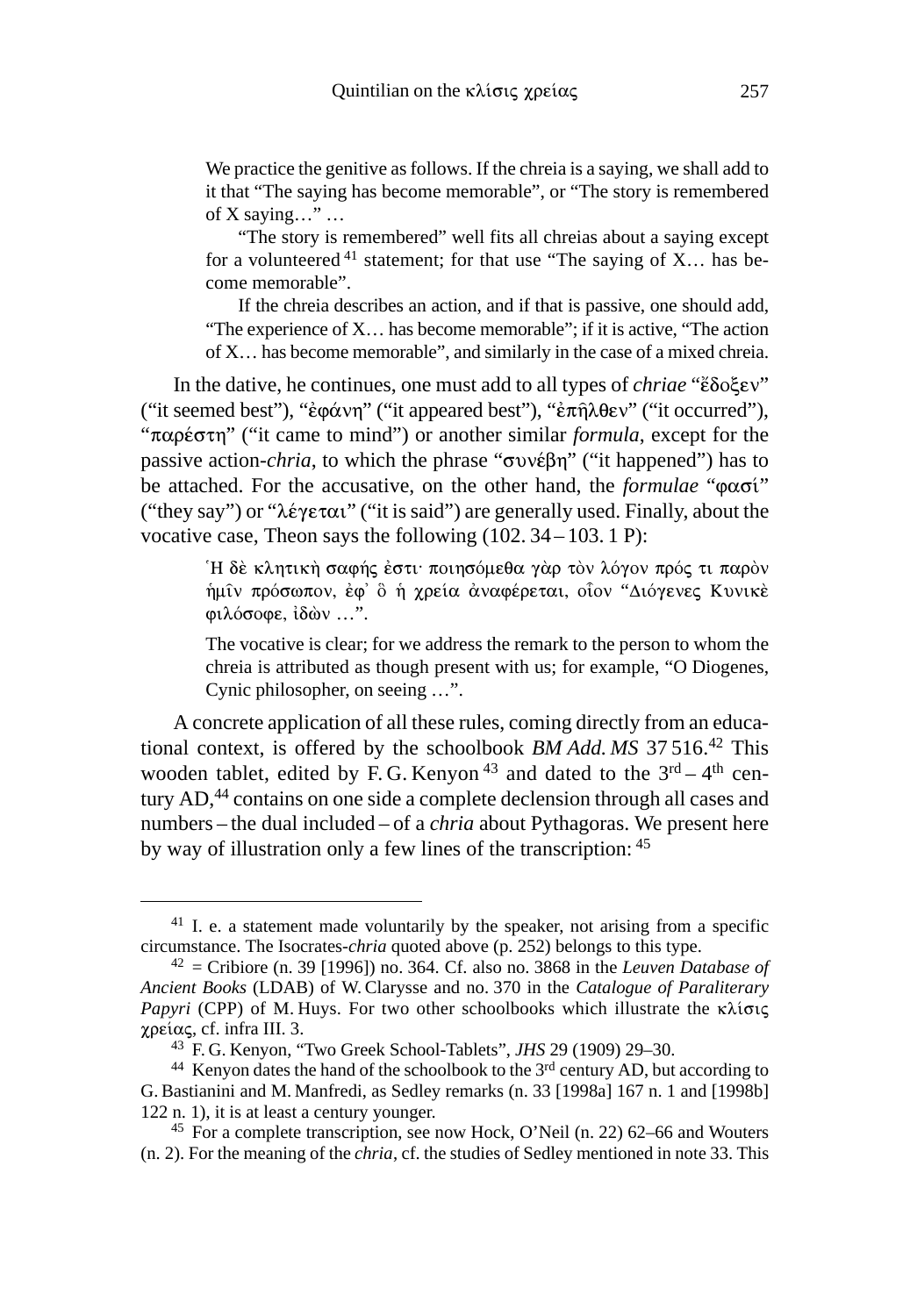We practice the genitive as follows. If the chreia is a saying, we shall add to it that "The saying has become memorable", or "The story is remembered of X saying…" …

"The story is remembered" well fits all chreias about a saying except for a volunteered [41] statement; for that use "The saying of X… has become memorable".

If the chreia describes an action, and if that is passive, one should add, "The experience of X… has become memorable"; if it is active, "The action of X… has become memorable", and similarly in the case of a mixed chreia.

In the dative, he continues, one must add to all types of *chriae* "ἔδοξεν" ("it seemed best"), "ἐφάνη" ("it appeared best"), "ἐπῆλθεν" ("it occurred"), "παρέστη" ("it came to mind") or another similar *formula*, except for the passive action-*chria*, to which the phrase "συνέβη" ("it happened") has to be attached. For the accusative, on the other hand, the *formulae* "φασί" ("they say") or "λέγεται" ("it is said") are generally used. Finally, about the vocative case, Theon says the following (102. 34 – 103. 1 P):

Ἡ δὲ κλητικὴ σαφής ἐστι· ποιησόμεθα γὰρ τὸν λόγον πρός τι παρὸν ἡμῖν πρόσωπον, ἐφ᾽ ὃ ἡ χρεία ἀναφέρεται, οἷον "Διόγενες Κυνικὲ φιλόσοφε, ἰδὼν …".

The vocative is clear; for we address the remark to the person to whom the chreia is attributed as though present with us; for example, "O Diogenes, Cynic philosopher, on seeing …".

A concrete application of all these rules, coming directly from an educational context, is offered by the schoolbook *BM Add. MS* 37 516.[42] This wooden tablet, edited by F. G. Kenyon [43] and dated to the 3rd – 4th century AD,[44] contains on one side a complete declension through all cases and numbers – the dual included – of a *chria* about Pythagoras. We present here by way of illustration only a few lines of the transcription: [45]

---

[41] I. e. a statement made voluntarily by the speaker, not arising from a specific circumstance. The Isocrates-*chria* quoted above (p. 252) belongs to this type.

[42] = Cribiore (n. 39 [1996]) no. 364. Cf. also no. 3868 in the *Leuven Database of Ancient Books* (LDAB) of W. Clarysse and no. 370 in the *Catalogue of Paraliterary Papyri* (CPP) of M. Huys. For two other schoolbooks which illustrate the κλίσις χρείας, cf. infra III. 3.

[43] F. G. Kenyon, "Two Greek School-Tablets", *JHS* 29 (1909) 29–30.

[44] Kenyon dates the hand of the schoolbook to the 3rd century AD, but according to G. Bastianini and M. Manfredi, as Sedley remarks (n. 33 [1998a] 167 n. 1 and [1998b] 122 n. 1), it is at least a century younger.

[45] For a complete transcription, see now Hock, O'Neil (n. 22) 62–66 and Wouters (n. 2). For the meaning of the *chria*, cf. the studies of Sedley mentioned in note 33. This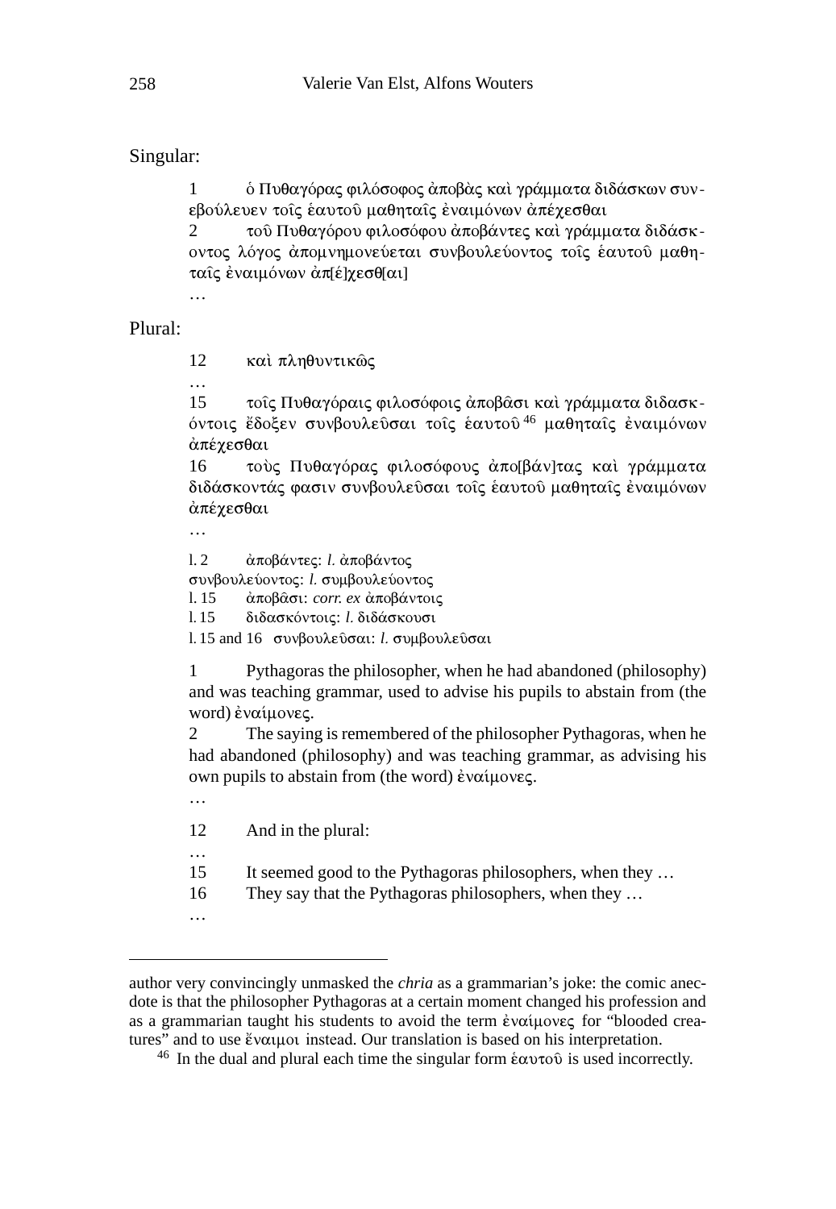Singular:

1 ὁ Πυθαγόρας φιλόσοφος ἀποβὰς καὶ γράμματα διδάσκων συνεβούλευεν τοῖς ἑαυτοῦ μαθηταῖς ἐναιμόνων ἀπέχεσθαι
2 τοῦ Πυθαγόρου φιλοσόφου ἀποβάντες καὶ γράμματα διδάσκοντος λόγος ἀπομνημονεύεται συνβουλεύοντος τοῖς ἑαυτοῦ μαθηταῖς ἐναιμόνων ἀπ[έ]χεσθ[αι]
…

Plural:

12 καὶ πληθυντικῶς
…
15 τοῖς Πυθαγόραις φιλοσόφοις ἀποβᾶσι καὶ γράμματα διδασκόντοις ἔδοξεν συνβουλεῦσαι τοῖς ἑαυτοῦ[46] μαθηταῖς ἐναιμόνων ἀπέχεσθαι
16 τοὺς Πυθαγόρας φιλοσόφους ἀπο[βάν]τας καὶ γράμματα διδάσκοντάς φασιν συνβουλεῦσαι τοῖς ἑαυτοῦ μαθηταῖς ἐναιμόνων ἀπέχεσθαι
…

l. 2 ἀποβάντες: *l.* ἀποβάντος
συνβουλεύοντος: *l.* συμβουλεύοντος
l. 15 ἀποβᾶσι: *corr. ex* ἀποβάντοις
l. 15 διδασκόντοις: *l.* διδάσκουσι
l. 15 and 16 συνβουλεῦσαι: *l.* συμβουλεῦσαι

1 Pythagoras the philosopher, when he had abandoned (philosophy) and was teaching grammar, used to advise his pupils to abstain from (the word) ἐναίμονες.
2 The saying is remembered of the philosopher Pythagoras, when he had abandoned (philosophy) and was teaching grammar, as advising his own pupils to abstain from (the word) ἐναίμονες.
…
12 And in the plural:
…
15 It seemed good to the Pythagoras philosophers, when they …
16 They say that the Pythagoras philosophers, when they …
…

author very convincingly unmasked the *chria* as a grammarian's joke: the comic anecdote is that the philosopher Pythagoras at a certain moment changed his profession and as a grammarian taught his students to avoid the term ἐναίμονες for "blooded creatures" and to use ἔναιμοι instead. Our translation is based on his interpretation.

[46] In the dual and plural each time the singular form ἑαυτοῦ is used incorrectly.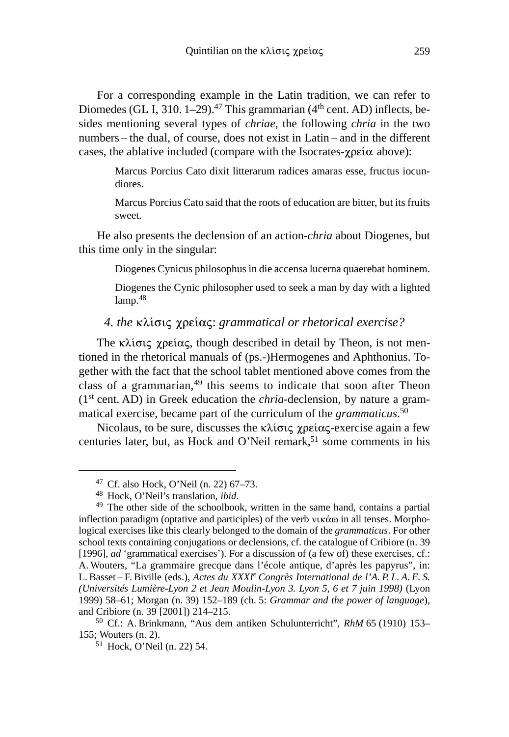For a corresponding example in the Latin tradition, we can refer to Diomedes (GL I, 310. 1–29).[47] This grammarian (4th cent. AD) inflects, besides mentioning several types of *chriae*, the following *chria* in the two numbers – the dual, of course, does not exist in Latin – and in the different cases, the ablative included (compare with the Isocrates-χρεία above):

> Marcus Porcius Cato dixit litterarum radices amaras esse, fructus iocundiores.
>
> Marcus Porcius Cato said that the roots of education are bitter, but its fruits sweet.

He also presents the declension of an action-*chria* about Diogenes, but this time only in the singular:

> Diogenes Cynicus philosophus in die accensa lucerna quaerebat hominem.
>
> Diogenes the Cynic philosopher used to seek a man by day with a lighted lamp.[48]

### 4. *the* κλίσις χρείας: *grammatical or rhetorical exercise?*

The κλίσις χρείας, though described in detail by Theon, is not mentioned in the rhetorical manuals of (ps.-)Hermogenes and Aphthonius. Together with the fact that the school tablet mentioned above comes from the class of a grammarian,[49] this seems to indicate that soon after Theon (1st cent. AD) in Greek education the *chria*-declension, by nature a grammatical exercise, became part of the curriculum of the *grammaticus*.[50]

Nicolaus, to be sure, discusses the κλίσις χρείας-exercise again a few centuries later, but, as Hock and O'Neil remark,[51] some comments in his

---

[47] Cf. also Hock, O'Neil (n. 22) 67–73.

[48] Hock, O'Neil's translation, *ibid*.

[49] The other side of the schoolbook, written in the same hand, contains a partial inflection paradigm (optative and participles) of the verb νικάω in all tenses. Morphological exercises like this clearly belonged to the domain of the *grammaticus*. For other school texts containing conjugations or declensions, cf. the catalogue of Cribiore (n. 39 [1996], *ad* 'grammatical exercises'). For a discussion of (a few of) these exercises, cf.: A. Wouters, "La grammaire grecque dans l'école antique, d'après les papyrus", in: L. Basset – F. Biville (eds.), *Actes du XXXIe Congrès International de l'A. P. L. A. E. S. (Universités Lumière-Lyon 2 et Jean Moulin-Lyon 3. Lyon 5, 6 et 7 juin 1998)* (Lyon 1999) 58–61; Morgan (n. 39) 152–189 (ch. 5: *Grammar and the power of language*), and Cribiore (n. 39 [2001]) 214–215.

[50] Cf.: A. Brinkmann, "Aus dem antiken Schulunterricht", *RhM* 65 (1910) 153–155; Wouters (n. 2).

[51] Hock, O'Neil (n. 22) 54.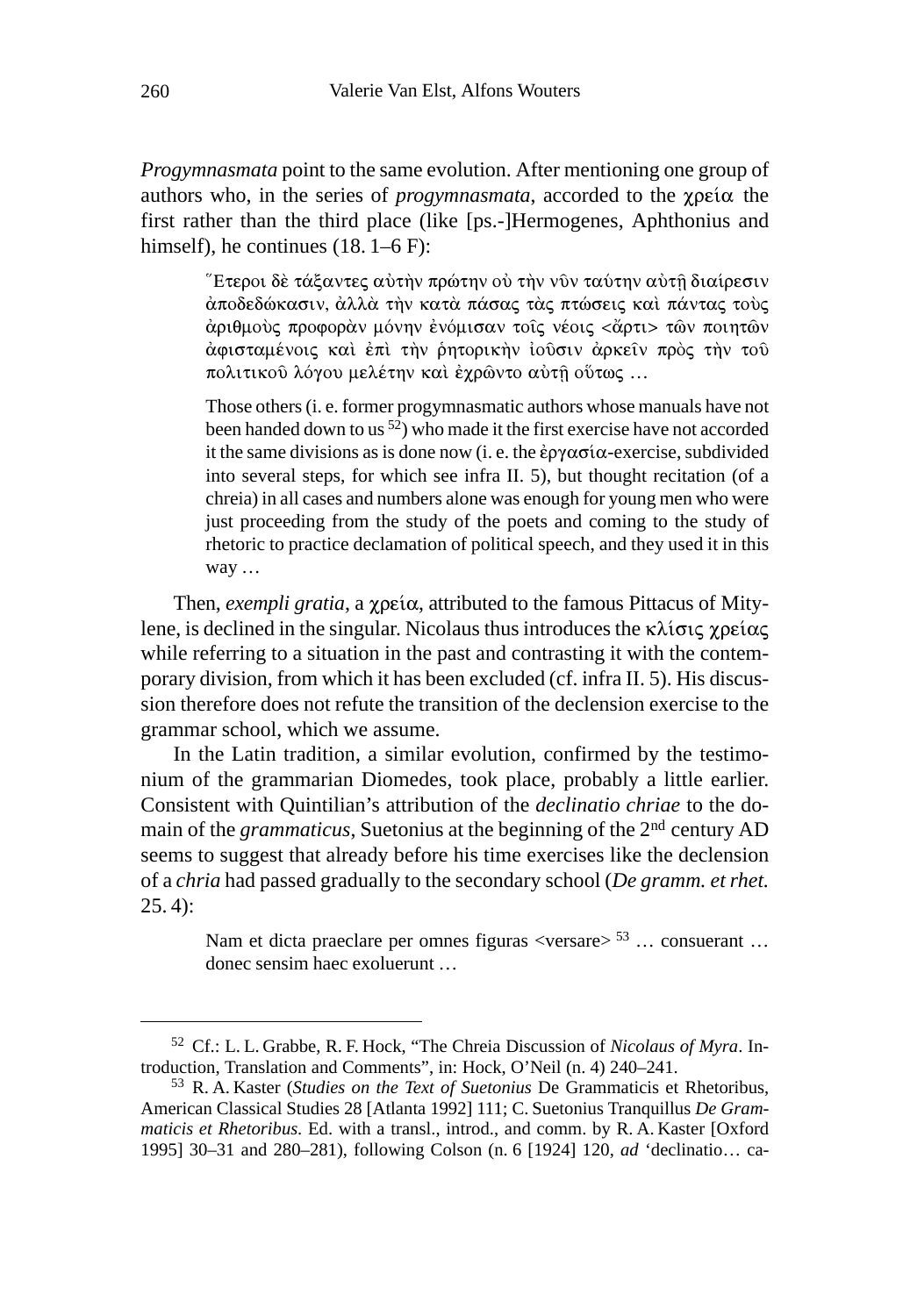*Progymnasmata* point to the same evolution. After mentioning one group of authors who, in the series of *progymnasmata*, accorded to the χρεία the first rather than the third place (like [ps.-]Hermogenes, Aphthonius and himself), he continues (18. 1–6 F):

> Ἕτεροι δὲ τάξαντες αὐτὴν πρώτην οὐ τὴν νῦν ταύτην αὐτῇ διαίρεσιν ἀποδεδώκασιν, ἀλλὰ τὴν κατὰ πάσας τὰς πτώσεις καὶ πάντας τοὺς ἀριθμοὺς προφορὰν μόνην ἐνόμισαν τοῖς νέοις <ἄρτι> τῶν ποιητῶν ἀφισταμένοις καὶ ἐπὶ τὴν ῥητορικὴν ἰοῦσιν ἀρκεῖν πρὸς τὴν τοῦ πολιτικοῦ λόγου μελέτην καὶ ἐχρῶντο αὐτῇ οὕτως …
>
> Those others (i. e. former progymnasmatic authors whose manuals have not been handed down to us [52]) who made it the first exercise have not accorded it the same divisions as is done now (i. e. the ἐργασία-exercise, subdivided into several steps, for which see infra II. 5), but thought recitation (of a chreia) in all cases and numbers alone was enough for young men who were just proceeding from the study of the poets and coming to the study of rhetoric to practice declamation of political speech, and they used it in this way …

Then, *exempli gratia*, a χρεία, attributed to the famous Pittacus of Mitylene, is declined in the singular. Nicolaus thus introduces the κλίσις χρείας while referring to a situation in the past and contrasting it with the contemporary division, from which it has been excluded (cf. infra II. 5). His discussion therefore does not refute the transition of the declension exercise to the grammar school, which we assume.

In the Latin tradition, a similar evolution, confirmed by the testimonium of the grammarian Diomedes, took place, probably a little earlier. Consistent with Quintilian's attribution of the *declinatio chriae* to the domain of the *grammaticus*, Suetonius at the beginning of the 2nd century AD seems to suggest that already before his time exercises like the declension of a *chria* had passed gradually to the secondary school (*De gramm. et rhet.* 25. 4):

> Nam et dicta praeclare per omnes figuras <versare> [53] … consuerant … donec sensim haec exoluerunt …

---

[52] Cf.: L. L. Grabbe, R. F. Hock, "The Chreia Discussion of *Nicolaus of Myra*. Introduction, Translation and Comments", in: Hock, O'Neil (n. 4) 240–241.

[53] R. A. Kaster (*Studies on the Text of Suetonius* De Grammaticis et Rhetoribus, American Classical Studies 28 [Atlanta 1992] 111; C. Suetonius Tranquillus *De Grammaticis et Rhetoribus*. Ed. with a transl., introd., and comm. by R. A. Kaster [Oxford 1995] 30–31 and 280–281), following Colson (n. 6 [1924] 120, *ad* 'declinatio… ca-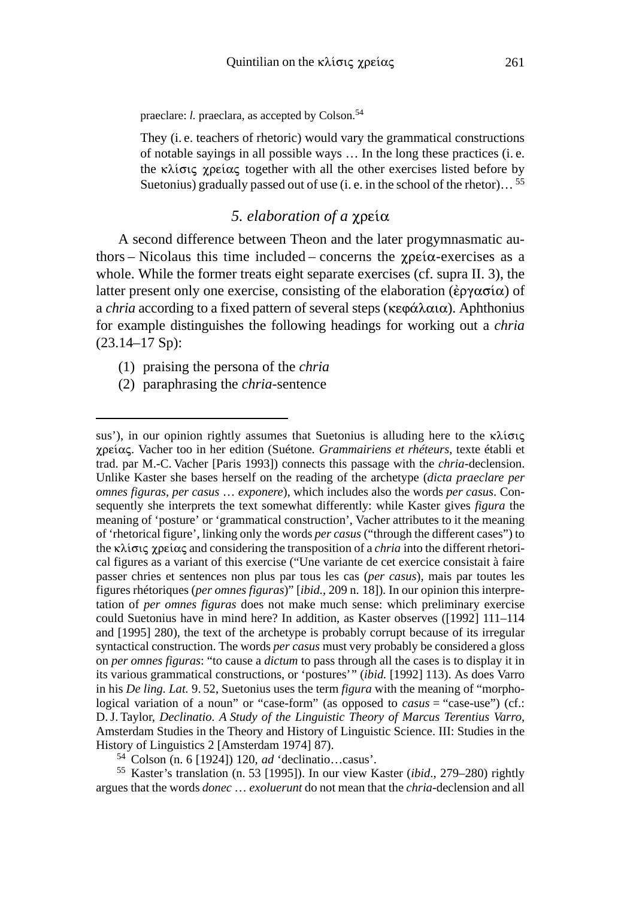praeclare: *l.* praeclara, as accepted by Colson.[54]

> They (i. e. teachers of rhetoric) would vary the grammatical constructions of notable sayings in all possible ways … In the long these practices (i. e. the κλίσις χρείας together with all the other exercises listed before by Suetonius) gradually passed out of use (i. e. in the school of the rhetor)… [55]

## *5. elaboration of a* χρεία

A second difference between Theon and the later progymnasmatic authors – Nicolaus this time included – concerns the χρεία-exercises as a whole. While the former treats eight separate exercises (cf. supra II. 3), the latter present only one exercise, consisting of the elaboration (ἐργασία) of a *chria* according to a fixed pattern of several steps (κεφάλαια). Aphthonius for example distinguishes the following headings for working out a *chria* (23.14–17 Sp):

(1) praising the persona of the *chria*
(2) paraphrasing the *chria*-sentence

---

sus'), in our opinion rightly assumes that Suetonius is alluding here to the κλίσις χρείας. Vacher too in her edition (Suétone. *Grammairiens et rhéteurs*, texte établi et trad. par M.-C. Vacher [Paris 1993]) connects this passage with the *chria*-declension. Unlike Kaster she bases herself on the reading of the archetype (*dicta praeclare per omnes figuras, per casus … exponere*), which includes also the words *per casus*. Consequently she interprets the text somewhat differently: while Kaster gives *figura* the meaning of 'posture' or 'grammatical construction', Vacher attributes to it the meaning of 'rhetorical figure', linking only the words *per casus* ("through the different cases") to the κλίσις χρείας and considering the transposition of a *chria* into the different rhetorical figures as a variant of this exercise ("Une variante de cet exercice consistait à faire passer chries et sentences non plus par tous les cas (*per casus*), mais par toutes les figures rhétoriques (*per omnes figuras*)" [*ibid.*, 209 n. 18]). In our opinion this interpretation of *per omnes figuras* does not make much sense: which preliminary exercise could Suetonius have in mind here? In addition, as Kaster observes ([1992] 111–114 and [1995] 280), the text of the archetype is probably corrupt because of its irregular syntactical construction. The words *per casus* must very probably be considered a gloss on *per omnes figuras*: "to cause a *dictum* to pass through all the cases is to display it in its various grammatical constructions, or 'postures'" (*ibid.* [1992] 113). As does Varro in his *De ling. Lat.* 9. 52, Suetonius uses the term *figura* with the meaning of "morphological variation of a noun" or "case-form" (as opposed to *casus* = "case-use") (cf.: D. J. Taylor, *Declinatio. A Study of the Linguistic Theory of Marcus Terentius Varro*, Amsterdam Studies in the Theory and History of Linguistic Science. III: Studies in the History of Linguistics 2 [Amsterdam 1974] 87).

[54] Colson (n. 6 [1924]) 120, *ad* 'declinatio…casus'.

[55] Kaster's translation (n. 53 [1995]). In our view Kaster (*ibid.*, 279–280) rightly argues that the words *donec … exoluerunt* do not mean that the *chria*-declension and all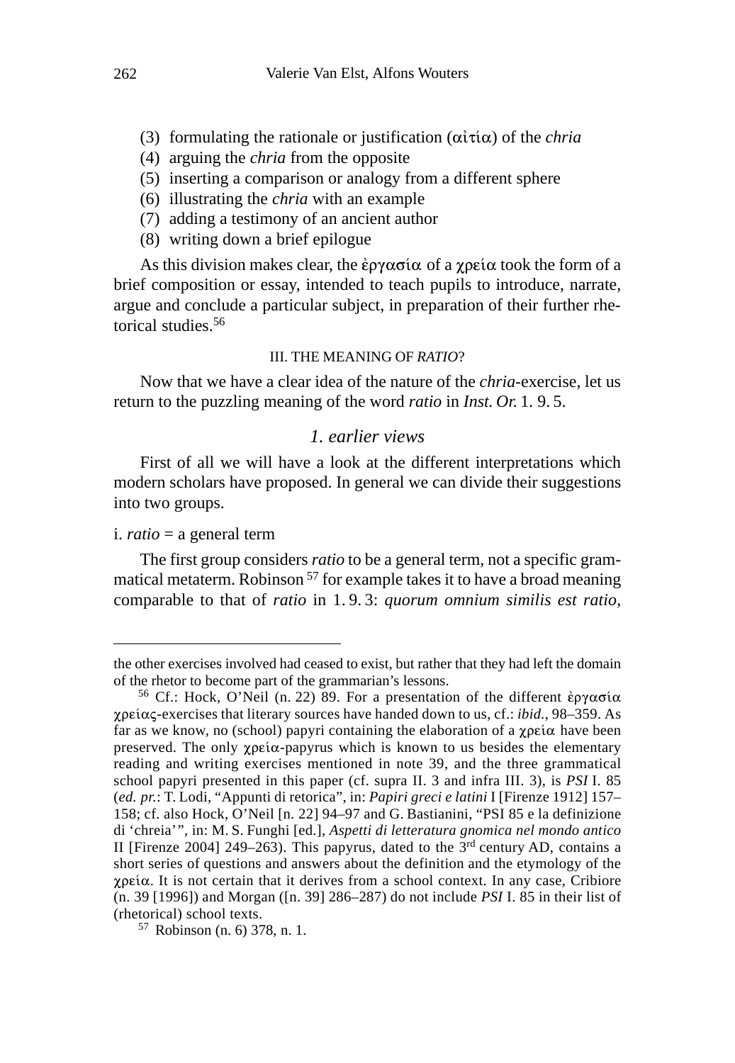(3) formulating the rationale or justification (αἰτία) of the *chria*
(4) arguing the *chria* from the opposite
(5) inserting a comparison or analogy from a different sphere
(6) illustrating the *chria* with an example
(7) adding a testimony of an ancient author
(8) writing down a brief epilogue

As this division makes clear, the ἐργασία of a χρεία took the form of a brief composition or essay, intended to teach pupils to introduce, narrate, argue and conclude a particular subject, in preparation of their further rhetorical studies.[56]

### III. THE MEANING OF *RATIO*?

Now that we have a clear idea of the nature of the *chria*-exercise, let us return to the puzzling meaning of the word *ratio* in *Inst. Or.* 1. 9. 5.

#### *1. earlier views*

First of all we will have a look at the different interpretations which modern scholars have proposed. In general we can divide their suggestions into two groups.

i. *ratio* = a general term

The first group considers *ratio* to be a general term, not a specific grammatical metaterm. Robinson[57] for example takes it to have a broad meaning comparable to that of *ratio* in 1. 9. 3: *quorum omnium similis est ratio,*

---

the other exercises involved had ceased to exist, but rather that they had left the domain of the rhetor to become part of the grammarian's lessons.

[56] Cf.: Hock, O'Neil (n. 22) 89. For a presentation of the different ἐργασία χρείας-exercises that literary sources have handed down to us, cf.: *ibid.*, 98–359. As far as we know, no (school) papyri containing the elaboration of a χρεία have been preserved. The only χρεία-papyrus which is known to us besides the elementary reading and writing exercises mentioned in note 39, and the three grammatical school papyri presented in this paper (cf. supra II. 3 and infra III. 3), is *PSI* I. 85 (*ed. pr.*: T. Lodi, "Appunti di retorica", in: *Papiri greci e latini* I [Firenze 1912] 157–158; cf. also Hock, O'Neil [n. 22] 94–97 and G. Bastianini, "PSI 85 e la definizione di 'chreia'", in: M. S. Funghi [ed.], *Aspetti di letteratura gnomica nel mondo antico* II [Firenze 2004] 249–263). This papyrus, dated to the 3rd century AD, contains a short series of questions and answers about the definition and the etymology of the χρεία. It is not certain that it derives from a school context. In any case, Cribiore (n. 39 [1996]) and Morgan ([n. 39] 286–287) do not include *PSI* I. 85 in their list of (rhetorical) school texts.

[57] Robinson (n. 6) 378, n. 1.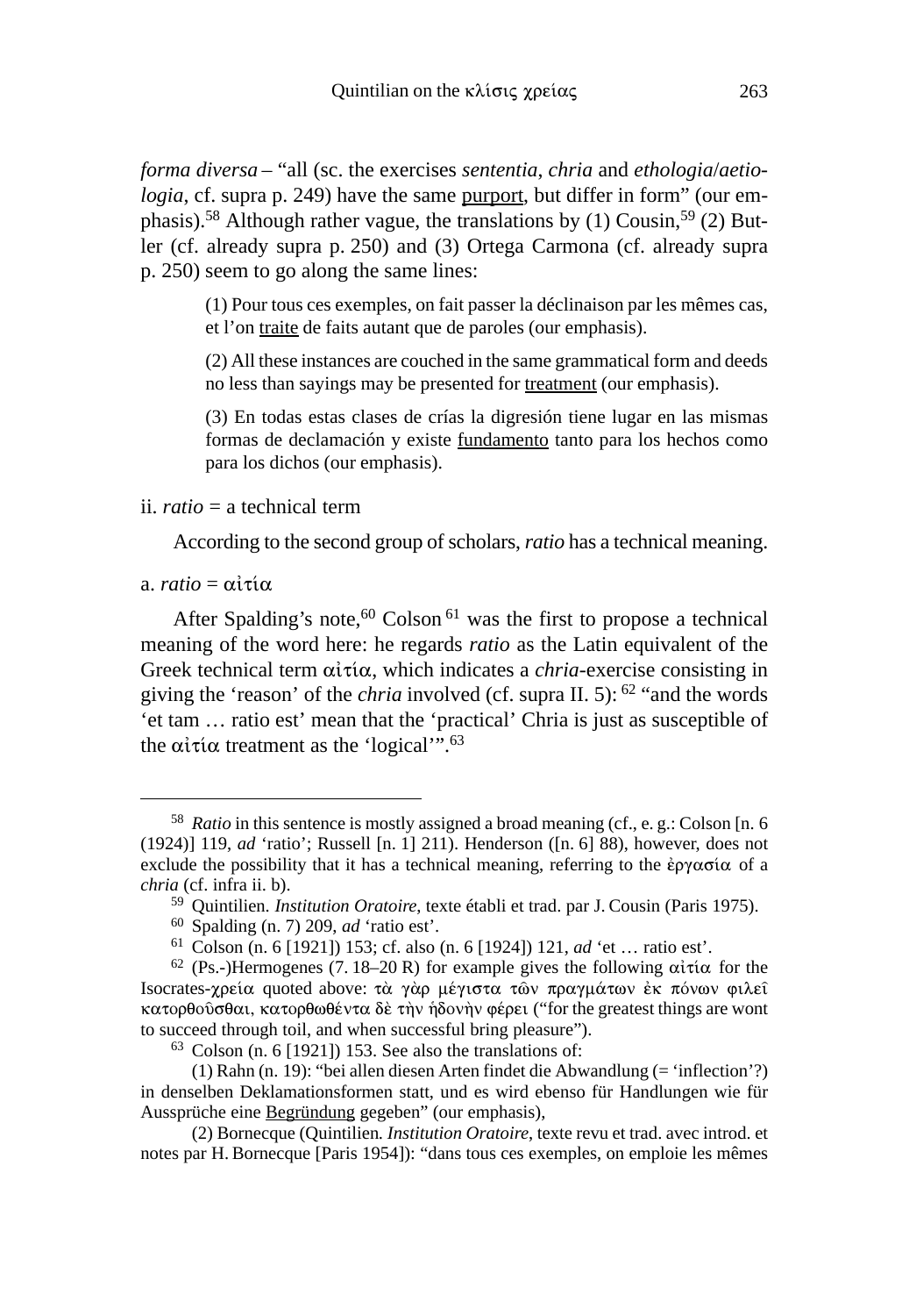*forma diversa* – "all (sc. the exercises *sententia*, *chria* and *ethologia*/*aetiologia*, cf. supra p. 249) have the same purport, but differ in form" (our emphasis).[58] Although rather vague, the translations by (1) Cousin,[59] (2) Butler (cf. already supra p. 250) and (3) Ortega Carmona (cf. already supra p. 250) seem to go along the same lines:

> (1) Pour tous ces exemples, on fait passer la déclinaison par les mêmes cas, et l'on traite de faits autant que de paroles (our emphasis).
>
> (2) All these instances are couched in the same grammatical form and deeds no less than sayings may be presented for treatment (our emphasis).
>
> (3) En todas estas clases de crías la digresión tiene lugar en las mismas formas de declamación y existe fundamento tanto para los hechos como para los dichos (our emphasis).

ii. *ratio* = a technical term

According to the second group of scholars, *ratio* has a technical meaning.

a. *ratio* = αἰτία

After Spalding's note,[60] Colson[61] was the first to propose a technical meaning of the word here: he regards *ratio* as the Latin equivalent of the Greek technical term αἰτία, which indicates a *chria*-exercise consisting in giving the 'reason' of the *chria* involved (cf. supra II. 5):[62] "and the words 'et tam … ratio est' mean that the 'practical' Chria is just as susceptible of the αἰτία treatment as the 'logical'".[63]

---

[58] *Ratio* in this sentence is mostly assigned a broad meaning (cf., e. g.: Colson [n. 6 (1924)] 119, *ad* 'ratio'; Russell [n. 1] 211). Henderson ([n. 6] 88), however, does not exclude the possibility that it has a technical meaning, referring to the ἐργασία of a *chria* (cf. infra ii. b).

[59] Quintilien. *Institution Oratoire*, texte établi et trad. par J. Cousin (Paris 1975).

[60] Spalding (n. 7) 209, *ad* 'ratio est'.

[61] Colson (n. 6 [1921]) 153; cf. also (n. 6 [1924]) 121, *ad* 'et … ratio est'.

[62] (Ps.-)Hermogenes (7. 18–20 R) for example gives the following αἰτία for the Isocrates-χρεία quoted above: τὰ γὰρ μέγιστα τῶν πραγμάτων ἐκ πόνων φιλεῖ κατορθοῦσθαι, κατορθωθέντα δὲ τὴν ἡδονὴν φέρει ("for the greatest things are wont to succeed through toil, and when successful bring pleasure").

[63] Colson (n. 6 [1921]) 153. See also the translations of:

(1) Rahn (n. 19): "bei allen diesen Arten findet die Abwandlung (= 'inflection'?) in denselben Deklamationsformen statt, und es wird ebenso für Handlungen wie für Aussprüche eine Begründung gegeben" (our emphasis),

(2) Bornecque (Quintilien. *Institution Oratoire*, texte revu et trad. avec introd. et notes par H. Bornecque [Paris 1954]): "dans tous ces exemples, on emploie les mêmes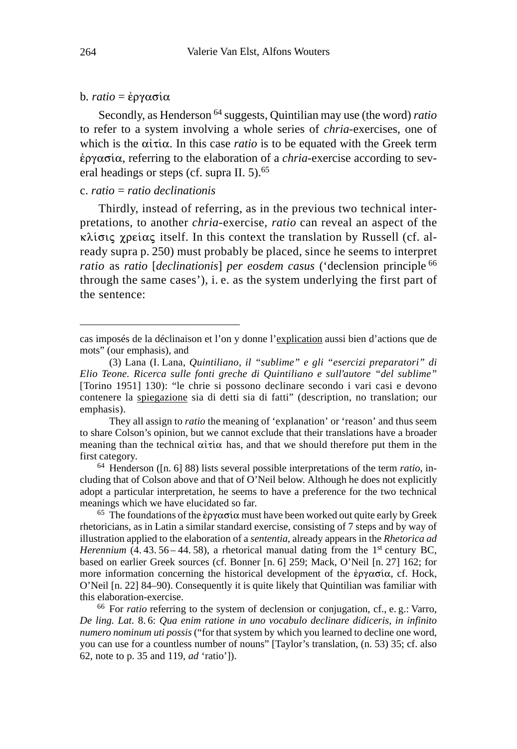b. *ratio* = ἐργασία

Secondly, as Henderson [64] suggests, Quintilian may use (the word) *ratio* to refer to a system involving a whole series of *chria*-exercises, one of which is the αἰτία. In this case *ratio* is to be equated with the Greek term ἐργασία, referring to the elaboration of a *chria*-exercise according to several headings or steps (cf. supra II. 5).[65]

c. *ratio* = *ratio declinationis*

Thirdly, instead of referring, as in the previous two technical interpretations, to another *chria*-exercise, *ratio* can reveal an aspect of the κλίσις χρείας itself. In this context the translation by Russell (cf. already supra p. 250) must probably be placed, since he seems to interpret *ratio* as *ratio* [*declinationis*] *per eosdem casus* ('declension principle [66] through the same cases'), i. e. as the system underlying the first part of the sentence:

---

cas imposés de la déclinaison et l'on y donne l'<u>explication</u> aussi bien d'actions que de mots" (our emphasis), and

(3) Lana (I. Lana, *Quintiliano, il "sublime" e gli "esercizi preparatori" di Elio Teone. Ricerca sulle fonti greche di Quintiliano e sull'autore "del sublime"* [Torino 1951] 130): "le chrie si possono declinare secondo i vari casi e devono contenere la <u>spiegazione</u> sia di detti sia di fatti" (description, no translation; our emphasis).

They all assign to *ratio* the meaning of 'explanation' or 'reason' and thus seem to share Colson's opinion, but we cannot exclude that their translations have a broader meaning than the technical αἰτία has, and that we should therefore put them in the first category.

[64] Henderson ([n. 6] 88) lists several possible interpretations of the term *ratio*, including that of Colson above and that of O'Neil below. Although he does not explicitly adopt a particular interpretation, he seems to have a preference for the two technical meanings which we have elucidated so far.

[65] The foundations of the ἐργασία must have been worked out quite early by Greek rhetoricians, as in Latin a similar standard exercise, consisting of 7 steps and by way of illustration applied to the elaboration of a *sententia*, already appears in the *Rhetorica ad Herennium* (4. 43. 56 – 44. 58), a rhetorical manual dating from the 1st century BC, based on earlier Greek sources (cf. Bonner [n. 6] 259; Mack, O'Neil [n. 27] 162; for more information concerning the historical development of the ἐργασία, cf. Hock, O'Neil [n. 22] 84–90). Consequently it is quite likely that Quintilian was familiar with this elaboration-exercise.

[66] For *ratio* referring to the system of declension or conjugation, cf., e. g.: Varro, *De ling. Lat.* 8. 6: *Qua enim ratione in uno vocabulo declinare didiceris, in infinito numero nominum uti possis* ("for that system by which you learned to decline one word, you can use for a countless number of nouns" [Taylor's translation, (n. 53) 35; cf. also 62, note to p. 35 and 119, *ad* 'ratio']).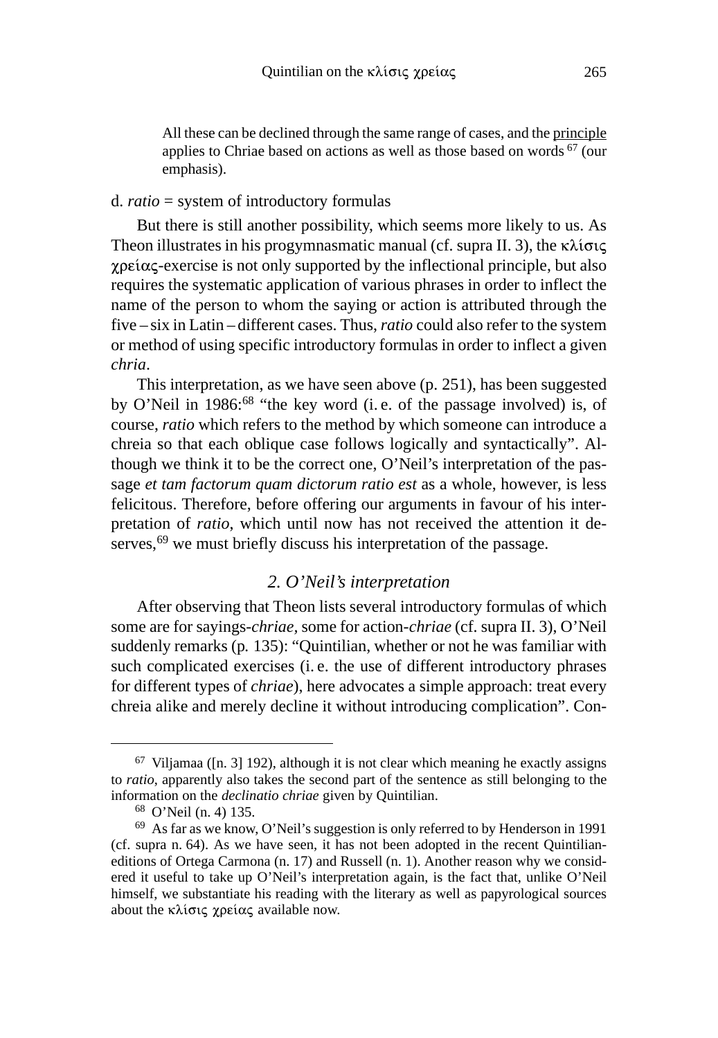All these can be declined through the same range of cases, and the <u>principle</u> applies to Chriae based on actions as well as those based on words [67] (our emphasis).

d. *ratio* = system of introductory formulas

But there is still another possibility, which seems more likely to us. As Theon illustrates in his progymnasmatic manual (cf. supra II. 3), the κλίσις χρείας-exercise is not only supported by the inflectional principle, but also requires the systematic application of various phrases in order to inflect the name of the person to whom the saying or action is attributed through the five – six in Latin – different cases. Thus, *ratio* could also refer to the system or method of using specific introductory formulas in order to inflect a given *chria*.

This interpretation, as we have seen above (p. 251), has been suggested by O'Neil in 1986:[68] "the key word (i. e. of the passage involved) is, of course, *ratio* which refers to the method by which someone can introduce a chreia so that each oblique case follows logically and syntactically". Although we think it to be the correct one, O'Neil's interpretation of the passage *et tam factorum quam dictorum ratio est* as a whole, however, is less felicitous. Therefore, before offering our arguments in favour of his interpretation of *ratio*, which until now has not received the attention it deserves,[69] we must briefly discuss his interpretation of the passage.

### *2. O'Neil's interpretation*

After observing that Theon lists several introductory formulas of which some are for sayings-*chriae*, some for action-*chriae* (cf. supra II. 3), O'Neil suddenly remarks (p. 135): "Quintilian, whether or not he was familiar with such complicated exercises (i. e. the use of different introductory phrases for different types of *chriae*), here advocates a simple approach: treat every chreia alike and merely decline it without introducing complication". Con-

---

[67] Viljamaa ([n. 3] 192), although it is not clear which meaning he exactly assigns to *ratio*, apparently also takes the second part of the sentence as still belonging to the information on the *declinatio chriae* given by Quintilian.

[68] O'Neil (n. 4) 135.

[69] As far as we know, O'Neil's suggestion is only referred to by Henderson in 1991 (cf. supra n. 64). As we have seen, it has not been adopted in the recent Quintilian-editions of Ortega Carmona (n. 17) and Russell (n. 1). Another reason why we considered it useful to take up O'Neil's interpretation again, is the fact that, unlike O'Neil himself, we substantiate his reading with the literary as well as papyrological sources about the κλίσις χρείας available now.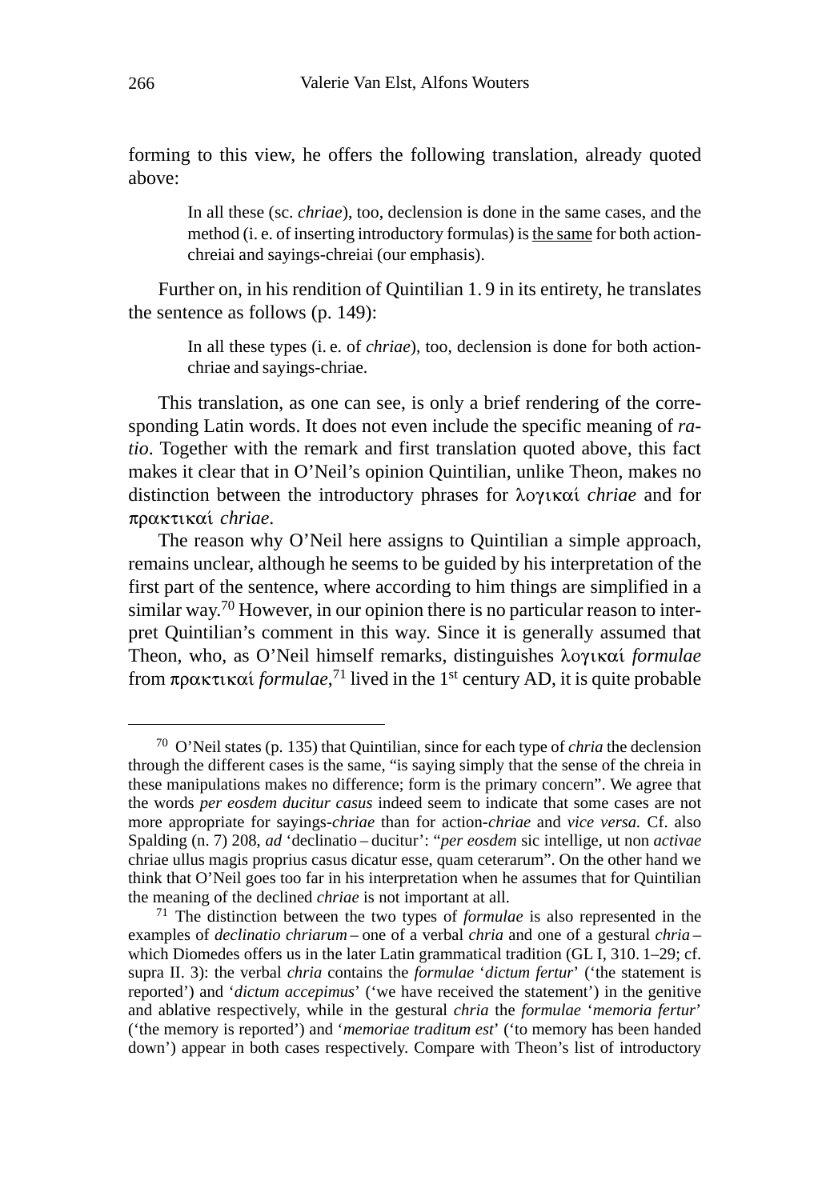forming to this view, he offers the following translation, already quoted above:

> In all these (sc. *chriae*), too, declension is done in the same cases, and the method (i. e. of inserting introductory formulas) is <u>the same</u> for both action-chreiai and sayings-chreiai (our emphasis).

Further on, in his rendition of Quintilian 1. 9 in its entirety, he translates the sentence as follows (p. 149):

> In all these types (i. e. of *chriae*), too, declension is done for both action-chriae and sayings-chriae.

This translation, as one can see, is only a brief rendering of the corresponding Latin words. It does not even include the specific meaning of *ratio*. Together with the remark and first translation quoted above, this fact makes it clear that in O'Neil's opinion Quintilian, unlike Theon, makes no distinction between the introductory phrases for λογικαί *chriae* and for πρακτικαί *chriae*.

The reason why O'Neil here assigns to Quintilian a simple approach, remains unclear, although he seems to be guided by his interpretation of the first part of the sentence, where according to him things are simplified in a similar way.[70] However, in our opinion there is no particular reason to interpret Quintilian's comment in this way. Since it is generally assumed that Theon, who, as O'Neil himself remarks, distinguishes λογικαί *formulae* from πρακτικαί *formulae*,[71] lived in the 1st century AD, it is quite probable

---

[70] O'Neil states (p. 135) that Quintilian, since for each type of *chria* the declension through the different cases is the same, "is saying simply that the sense of the chreia in these manipulations makes no difference; form is the primary concern". We agree that the words *per eosdem ducitur casus* indeed seem to indicate that some cases are not more appropriate for sayings-*chriae* than for action-*chriae* and *vice versa.* Cf. also Spalding (n. 7) 208, *ad* 'declinatio – ducitur': "*per eosdem* sic intellige, ut non *activae* chriae ullus magis proprius casus dicatur esse, quam ceterarum". On the other hand we think that O'Neil goes too far in his interpretation when he assumes that for Quintilian the meaning of the declined *chriae* is not important at all.

[71] The distinction between the two types of *formulae* is also represented in the examples of *declinatio chriarum* – one of a verbal *chria* and one of a gestural *chria* – which Diomedes offers us in the later Latin grammatical tradition (GL I, 310. 1–29; cf. supra II. 3): the verbal *chria* contains the *formulae* '*dictum fertur*' ('the statement is reported') and '*dictum accepimus*' ('we have received the statement') in the genitive and ablative respectively, while in the gestural *chria* the *formulae* '*memoria fertur*' ('the memory is reported') and '*memoriae traditum est*' ('to memory has been handed down') appear in both cases respectively. Compare with Theon's list of introductory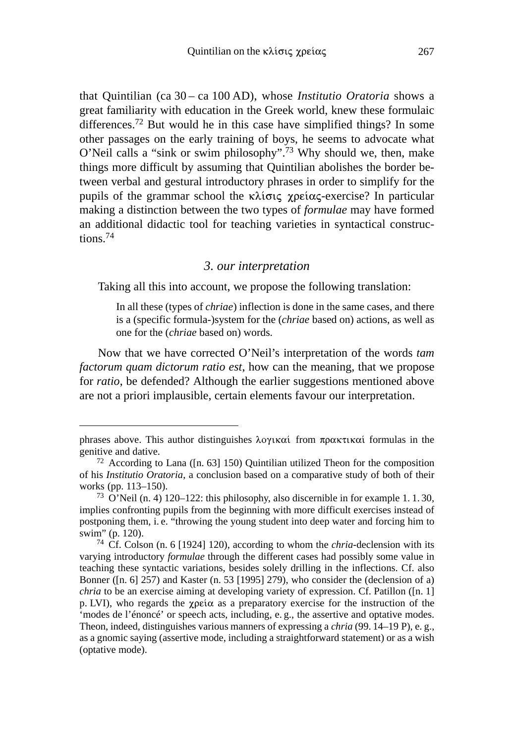that Quintilian (ca 30 – ca 100 AD), whose *Institutio Oratoria* shows a great familiarity with education in the Greek world, knew these formulaic differences.[72] But would he in this case have simplified things? In some other passages on the early training of boys, he seems to advocate what O'Neil calls a "sink or swim philosophy".[73] Why should we, then, make things more difficult by assuming that Quintilian abolishes the border between verbal and gestural introductory phrases in order to simplify for the pupils of the grammar school the κλίσις χρείας-exercise? In particular making a distinction between the two types of *formulae* may have formed an additional didactic tool for teaching varieties in syntactical constructions.[74]

### *3. our interpretation*

Taking all this into account, we propose the following translation:

> In all these (types of *chriae*) inflection is done in the same cases, and there is a (specific formula-)system for the (*chriae* based on) actions, as well as one for the (*chriae* based on) words.

Now that we have corrected O'Neil's interpretation of the words *tam factorum quam dictorum ratio est*, how can the meaning, that we propose for *ratio*, be defended? Although the earlier suggestions mentioned above are not a priori implausible, certain elements favour our interpretation.

---

phrases above. This author distinguishes λογικαί from πρακτικαί formulas in the genitive and dative.

[72] According to Lana ([n. 63] 150) Quintilian utilized Theon for the composition of his *Institutio Oratoria*, a conclusion based on a comparative study of both of their works (pp. 113–150).

[73] O'Neil (n. 4) 120–122: this philosophy, also discernible in for example 1. 1. 30, implies confronting pupils from the beginning with more difficult exercises instead of postponing them, i. e. "throwing the young student into deep water and forcing him to swim" (p. 120).

[74] Cf. Colson (n. 6 [1924] 120), according to whom the *chria*-declension with its varying introductory *formulae* through the different cases had possibly some value in teaching these syntactic variations, besides solely drilling in the inflections. Cf. also Bonner ([n. 6] 257) and Kaster (n. 53 [1995] 279), who consider the (declension of a) *chria* to be an exercise aiming at developing variety of expression. Cf. Patillon ([n. 1] p. LVI), who regards the χρεία as a preparatory exercise for the instruction of the 'modes de l'énoncé' or speech acts, including, e. g., the assertive and optative modes. Theon, indeed, distinguishes various manners of expressing a *chria* (99. 14–19 P), e. g., as a gnomic saying (assertive mode, including a straightforward statement) or as a wish (optative mode).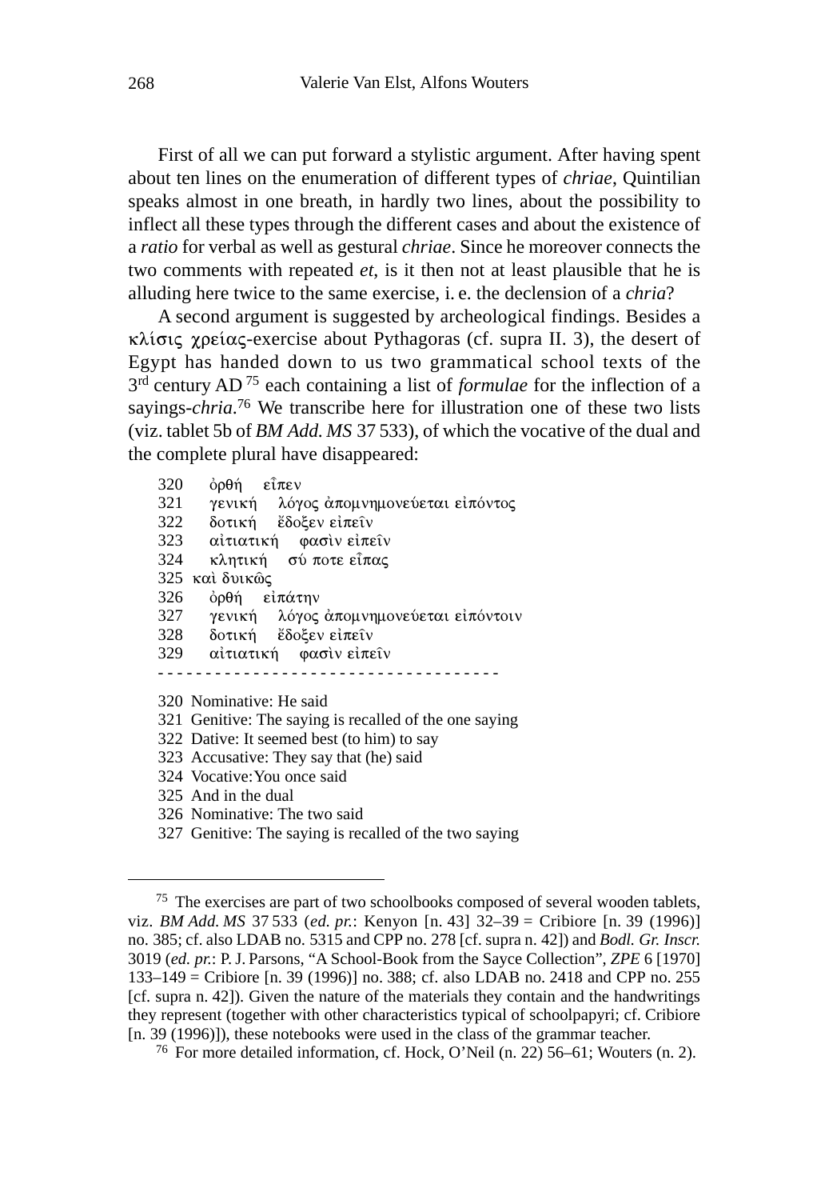First of all we can put forward a stylistic argument. After having spent about ten lines on the enumeration of different types of *chriae*, Quintilian speaks almost in one breath, in hardly two lines, about the possibility to inflect all these types through the different cases and about the existence of a *ratio* for verbal as well as gestural *chriae*. Since he moreover connects the two comments with repeated *et*, is it then not at least plausible that he is alluding here twice to the same exercise, i. e. the declension of a *chria*?

A second argument is suggested by archeological findings. Besides a κλίσις χρείας-exercise about Pythagoras (cf. supra II. 3), the desert of Egypt has handed down to us two grammatical school texts of the 3rd century AD [75] each containing a list of *formulae* for the inflection of a sayings-*chria*.[76] We transcribe here for illustration one of these two lists (viz. tablet 5b of *BM Add. MS* 37 533), of which the vocative of the dual and the complete plural have disappeared:

320 ὀρθή εἶπεν
321 γενική λόγος ἀπομνημονεύεται εἰπόντος
322 δοτική ἔδοξεν εἰπεῖν
323 αἰτιατική φασὶν εἰπεῖν
324 κλητική σύ ποτε εἶπας
325 καὶ δυικῶς
326 ὀρθή εἰπάτην
327 γενική λόγος ἀπομνημονεύεται εἰπόντοιν
328 δοτική ἔδοξεν εἰπεῖν
329 αἰτιατική φασὶν εἰπεῖν
- - - - - - - - - - - - - - - - - - - - - - - - - - - - - - - - - -

320 Nominative: He said
321 Genitive: The saying is recalled of the one saying
322 Dative: It seemed best (to him) to say
323 Accusative: They say that (he) said
324 Vocative: You once said
325 And in the dual
326 Nominative: The two said
327 Genitive: The saying is recalled of the two saying

---

[75] The exercises are part of two schoolbooks composed of several wooden tablets, viz. *BM Add. MS* 37 533 (*ed. pr.*: Kenyon [n. 43] 32–39 = Cribiore [n. 39 (1996)] no. 385; cf. also LDAB no. 5315 and CPP no. 278 [cf. supra n. 42]) and *Bodl. Gr. Inscr.* 3019 (*ed. pr.*: P. J. Parsons, “A School-Book from the Sayce Collection”, *ZPE* 6 [1970] 133–149 = Cribiore [n. 39 (1996)] no. 388; cf. also LDAB no. 2418 and CPP no. 255 [cf. supra n. 42]). Given the nature of the materials they contain and the handwritings they represent (together with other characteristics typical of schoolpapyri; cf. Cribiore [n. 39 (1996)]), these notebooks were used in the class of the grammar teacher.

[76] For more detailed information, cf. Hock, O’Neil (n. 22) 56–61; Wouters (n. 2).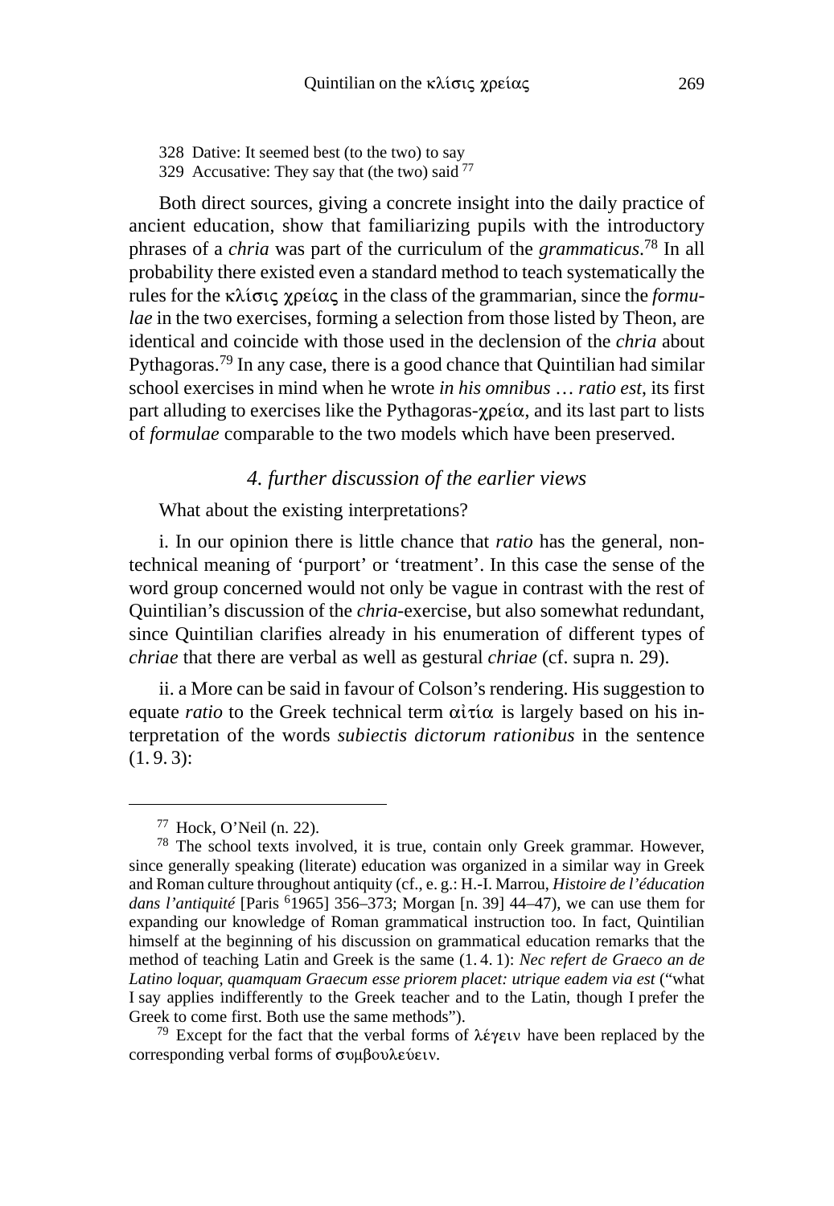328 Dative: It seemed best (to the two) to say
329 Accusative: They say that (the two) said [77]

Both direct sources, giving a concrete insight into the daily practice of ancient education, show that familiarizing pupils with the introductory phrases of a *chria* was part of the curriculum of the *grammaticus*.[78] In all probability there existed even a standard method to teach systematically the rules for the κλίσις χρείας in the class of the grammarian, since the *formulae* in the two exercises, forming a selection from those listed by Theon, are identical and coincide with those used in the declension of the *chria* about Pythagoras.[79] In any case, there is a good chance that Quintilian had similar school exercises in mind when he wrote *in his omnibus … ratio est*, its first part alluding to exercises like the Pythagoras-χρεία, and its last part to lists of *formulae* comparable to the two models which have been preserved.

### *4. further discussion of the earlier views*

What about the existing interpretations?

i. In our opinion there is little chance that *ratio* has the general, non-technical meaning of 'purport' or 'treatment'. In this case the sense of the word group concerned would not only be vague in contrast with the rest of Quintilian's discussion of the *chria*-exercise, but also somewhat redundant, since Quintilian clarifies already in his enumeration of different types of *chriae* that there are verbal as well as gestural *chriae* (cf. supra n. 29).

ii. a More can be said in favour of Colson's rendering. His suggestion to equate *ratio* to the Greek technical term αἰτία is largely based on his interpretation of the words *subiectis dictorum rationibus* in the sentence (1. 9. 3):

---

[77] Hock, O'Neil (n. 22).

[78] The school texts involved, it is true, contain only Greek grammar. However, since generally speaking (literate) education was organized in a similar way in Greek and Roman culture throughout antiquity (cf., e. g.: H.-I. Marrou, *Histoire de l'éducation dans l'antiquité* [Paris [6]1965] 356–373; Morgan [n. 39] 44–47), we can use them for expanding our knowledge of Roman grammatical instruction too. In fact, Quintilian himself at the beginning of his discussion on grammatical education remarks that the method of teaching Latin and Greek is the same (1. 4. 1): *Nec refert de Graeco an de Latino loquar, quamquam Graecum esse priorem placet: utrique eadem via est* ("what I say applies indifferently to the Greek teacher and to the Latin, though I prefer the Greek to come first. Both use the same methods").

[79] Except for the fact that the verbal forms of λέγειν have been replaced by the corresponding verbal forms of συμβουλεύειν.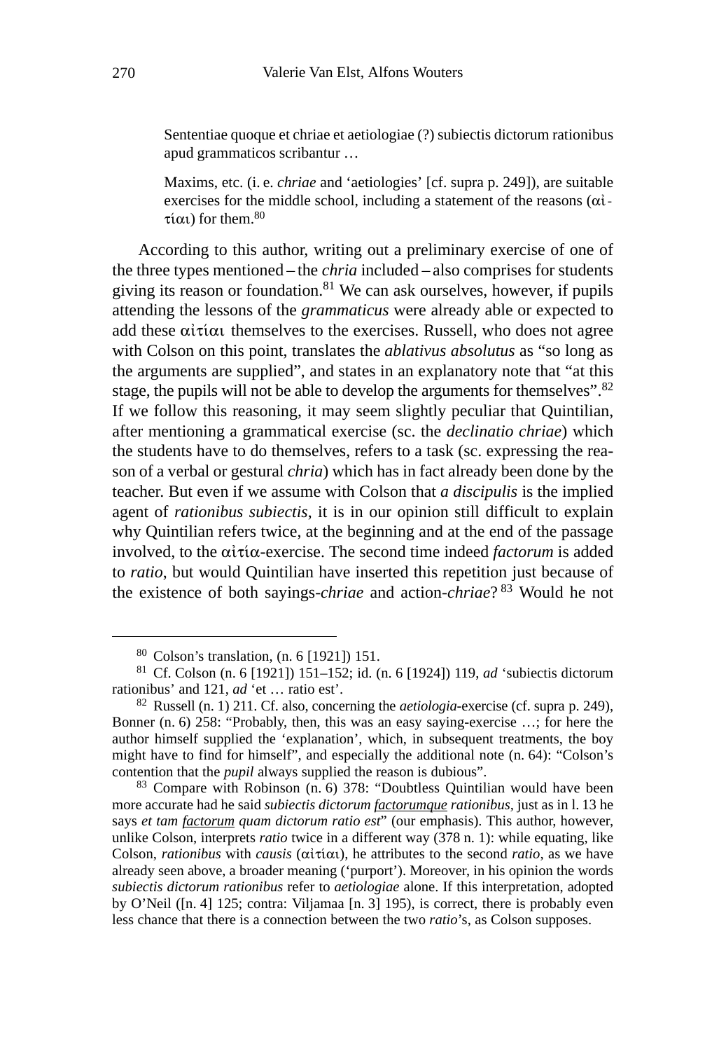> Sententiae quoque et chriae et aetiologiae (?) subiectis dictorum rationibus apud grammaticos scribantur …
>
> Maxims, etc. (i. e. *chriae* and 'aetiologies' [cf. supra p. 249]), are suitable exercises for the middle school, including a statement of the reasons (αἰτίαι) for them.[80]

According to this author, writing out a preliminary exercise of one of the three types mentioned – the *chria* included – also comprises for students giving its reason or foundation.[81] We can ask ourselves, however, if pupils attending the lessons of the *grammaticus* were already able or expected to add these αἰτίαι themselves to the exercises. Russell, who does not agree with Colson on this point, translates the *ablativus absolutus* as "so long as the arguments are supplied", and states in an explanatory note that "at this stage, the pupils will not be able to develop the arguments for themselves".[82] If we follow this reasoning, it may seem slightly peculiar that Quintilian, after mentioning a grammatical exercise (sc. the *declinatio chriae*) which the students have to do themselves, refers to a task (sc. expressing the reason of a verbal or gestural *chria*) which has in fact already been done by the teacher. But even if we assume with Colson that *a discipulis* is the implied agent of *rationibus subiectis*, it is in our opinion still difficult to explain why Quintilian refers twice, at the beginning and at the end of the passage involved, to the αἰτία-exercise. The second time indeed *factorum* is added to *ratio*, but would Quintilian have inserted this repetition just because of the existence of both sayings-*chriae* and action-*chriae*?[83] Would he not

---

[80] Colson's translation, (n. 6 [1921]) 151.

[81] Cf. Colson (n. 6 [1921]) 151–152; id. (n. 6 [1924]) 119, *ad* 'subiectis dictorum rationibus' and 121, *ad* 'et … ratio est'.

[82] Russell (n. 1) 211. Cf. also, concerning the *aetiologia*-exercise (cf. supra p. 249), Bonner (n. 6) 258: "Probably, then, this was an easy saying-exercise …; for here the author himself supplied the 'explanation', which, in subsequent treatments, the boy might have to find for himself", and especially the additional note (n. 64): "Colson's contention that the *pupil* always supplied the reason is dubious".

[83] Compare with Robinson (n. 6) 378: "Doubtless Quintilian would have been more accurate had he said *subiectis dictorum <u>factorumque</u> rationibus*, just as in l. 13 he says *et tam <u>factorum</u> quam dictorum ratio est*" (our emphasis). This author, however, unlike Colson, interprets *ratio* twice in a different way (378 n. 1): while equating, like Colson, *rationibus* with *causis* (αἰτίαι), he attributes to the second *ratio*, as we have already seen above, a broader meaning ('purport'). Moreover, in his opinion the words *subiectis dictorum rationibus* refer to *aetiologiae* alone. If this interpretation, adopted by O'Neil ([n. 4] 125; contra: Viljamaa [n. 3] 195), is correct, there is probably even less chance that there is a connection between the two *ratio*'s, as Colson supposes.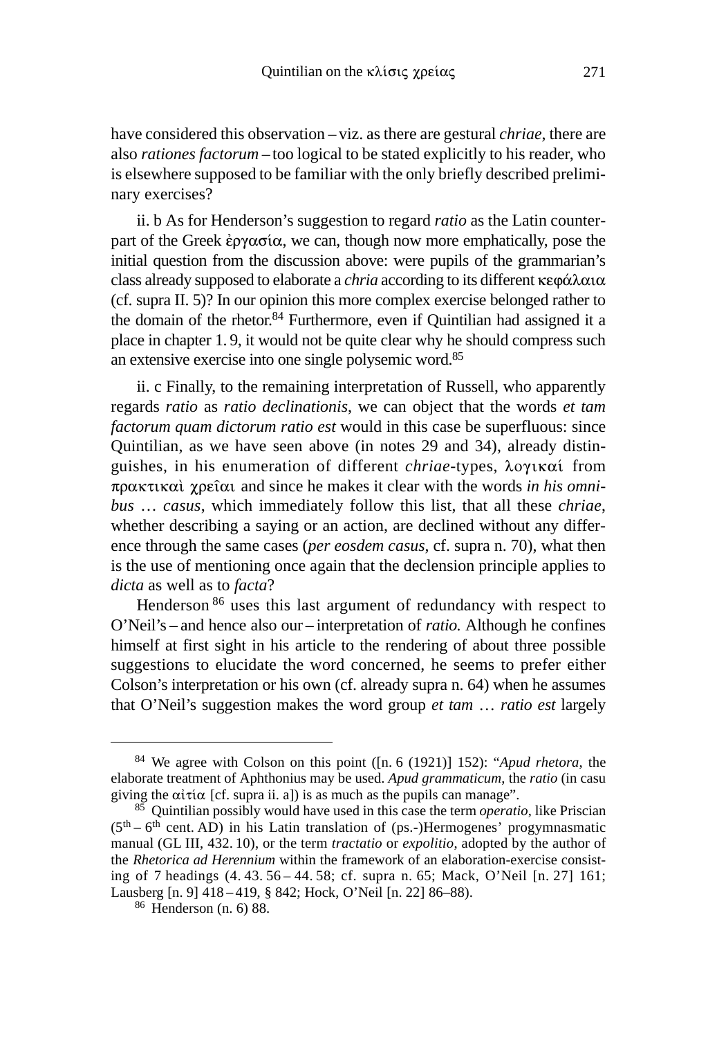have considered this observation – viz. as there are gestural *chriae*, there are also *rationes factorum* – too logical to be stated explicitly to his reader, who is elsewhere supposed to be familiar with the only briefly described preliminary exercises?

ii. b As for Henderson's suggestion to regard *ratio* as the Latin counterpart of the Greek ἐργασία, we can, though now more emphatically, pose the initial question from the discussion above: were pupils of the grammarian's class already supposed to elaborate a *chria* according to its different κεφάλαια (cf. supra II. 5)? In our opinion this more complex exercise belonged rather to the domain of the rhetor.[84] Furthermore, even if Quintilian had assigned it a place in chapter 1. 9, it would not be quite clear why he should compress such an extensive exercise into one single polysemic word.[85]

ii. c Finally, to the remaining interpretation of Russell, who apparently regards *ratio* as *ratio declinationis*, we can object that the words *et tam factorum quam dictorum ratio est* would in this case be superfluous: since Quintilian, as we have seen above (in notes 29 and 34), already distinguishes, in his enumeration of different *chriae*-types, λογικαί from πρακτικαὶ χρεῖαι and since he makes it clear with the words *in his omnibus … casus*, which immediately follow this list, that all these *chriae*, whether describing a saying or an action, are declined without any difference through the same cases (*per eosdem casus*, cf. supra n. 70), what then is the use of mentioning once again that the declension principle applies to *dicta* as well as to *facta*?

Henderson[86] uses this last argument of redundancy with respect to O'Neil's – and hence also our – interpretation of *ratio.* Although he confines himself at first sight in his article to the rendering of about three possible suggestions to elucidate the word concerned, he seems to prefer either Colson's interpretation or his own (cf. already supra n. 64) when he assumes that O'Neil's suggestion makes the word group *et tam … ratio est* largely

---

[84] We agree with Colson on this point ([n. 6 (1921)] 152): "*Apud rhetora*, the elaborate treatment of Aphthonius may be used. *Apud grammaticum*, the *ratio* (in casu giving the αἰτία [cf. supra ii. a]) is as much as the pupils can manage".

[85] Quintilian possibly would have used in this case the term *operatio*, like Priscian ($5^{th}$ – $6^{th}$ cent. AD) in his Latin translation of (ps.-)Hermogenes' progymnasmatic manual (GL III, 432. 10), or the term *tractatio* or *expolitio*, adopted by the author of the *Rhetorica ad Herennium* within the framework of an elaboration-exercise consisting of 7 headings (4. 43. 56 – 44. 58; cf. supra n. 65; Mack, O'Neil [n. 27] 161; Lausberg [n. 9] 418 – 419, § 842; Hock, O'Neil [n. 22] 86–88).

[86] Henderson (n. 6) 88.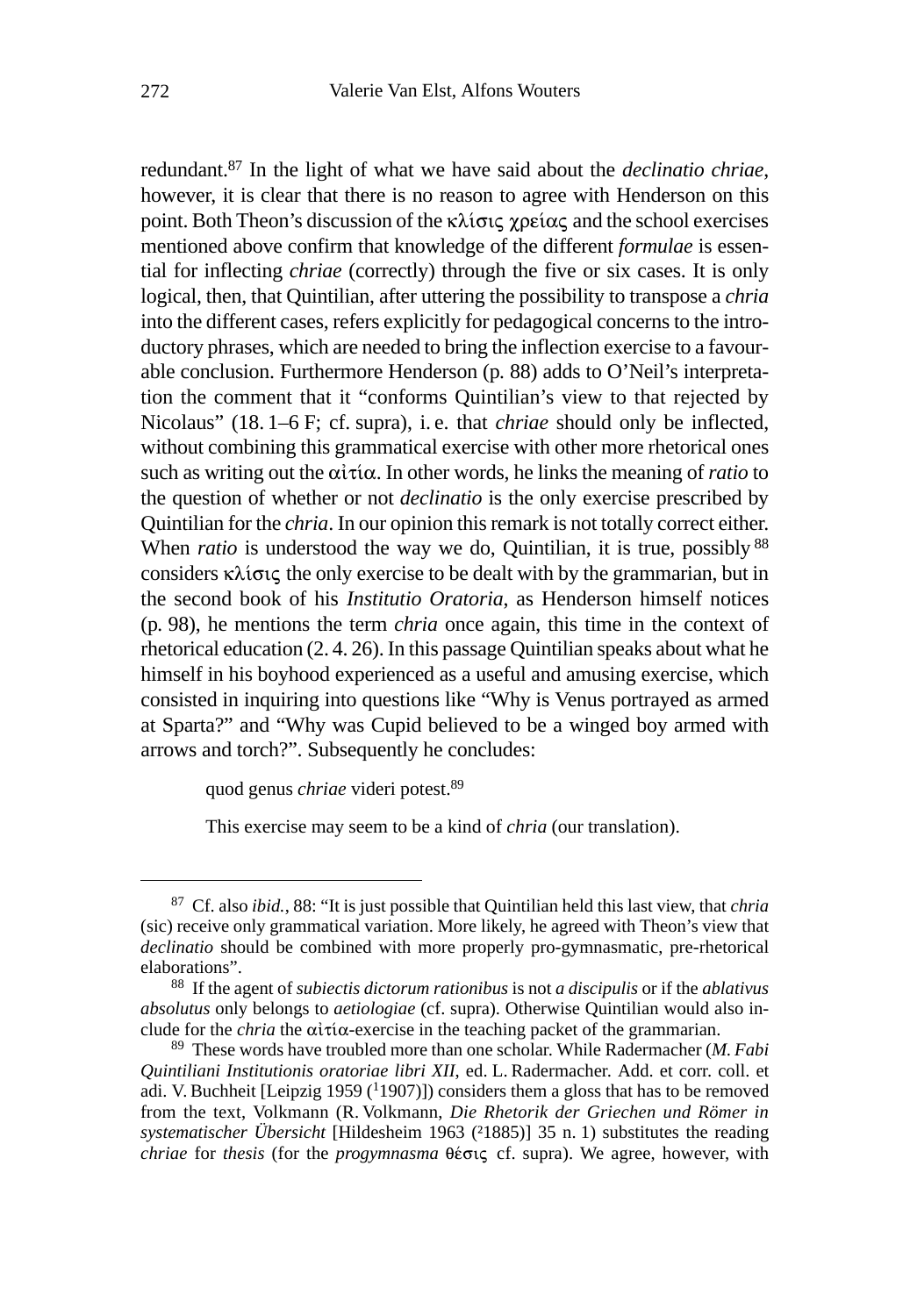redundant.[87] In the light of what we have said about the *declinatio chriae*, however, it is clear that there is no reason to agree with Henderson on this point. Both Theon's discussion of the κλίσις χρείας and the school exercises mentioned above confirm that knowledge of the different *formulae* is essential for inflecting *chriae* (correctly) through the five or six cases. It is only logical, then, that Quintilian, after uttering the possibility to transpose a *chria* into the different cases, refers explicitly for pedagogical concerns to the introductory phrases, which are needed to bring the inflection exercise to a favourable conclusion. Furthermore Henderson (p. 88) adds to O'Neil's interpretation the comment that it "conforms Quintilian's view to that rejected by Nicolaus" (18. 1–6 F; cf. supra), i. e. that *chriae* should only be inflected, without combining this grammatical exercise with other more rhetorical ones such as writing out the αἰτία. In other words, he links the meaning of *ratio* to the question of whether or not *declinatio* is the only exercise prescribed by Quintilian for the *chria*. In our opinion this remark is not totally correct either. When *ratio* is understood the way we do, Quintilian, it is true, possibly [88] considers κλίσις the only exercise to be dealt with by the grammarian, but in the second book of his *Institutio Oratoria*, as Henderson himself notices (p. 98), he mentions the term *chria* once again, this time in the context of rhetorical education (2. 4. 26). In this passage Quintilian speaks about what he himself in his boyhood experienced as a useful and amusing exercise, which consisted in inquiring into questions like "Why is Venus portrayed as armed at Sparta?" and "Why was Cupid believed to be a winged boy armed with arrows and torch?". Subsequently he concludes:

> quod genus *chriae* videri potest.[89]
>
> This exercise may seem to be a kind of *chria* (our translation).

---

[87] Cf. also *ibid.*, 88: "It is just possible that Quintilian held this last view, that *chria* (sic) receive only grammatical variation. More likely, he agreed with Theon's view that *declinatio* should be combined with more properly pro-gymnasmatic, pre-rhetorical elaborations".

[88] If the agent of *subiectis dictorum rationibus* is not *a discipulis* or if the *ablativus absolutus* only belongs to *aetiologiae* (cf. supra). Otherwise Quintilian would also include for the *chria* the αἰτία-exercise in the teaching packet of the grammarian.

[89] These words have troubled more than one scholar. While Radermacher (*M. Fabi Quintiliani Institutionis oratoriae libri XII*, ed. L. Radermacher. Add. et corr. coll. et adi. V. Buchheit [Leipzig 1959 (¹1907)]) considers them a gloss that has to be removed from the text, Volkmann (R. Volkmann, *Die Rhetorik der Griechen und Römer in systematischer Übersicht* [Hildesheim 1963 (²1885)] 35 n. 1) substitutes the reading *chriae* for *thesis* (for the *progymnasma* θέσις cf. supra). We agree, however, with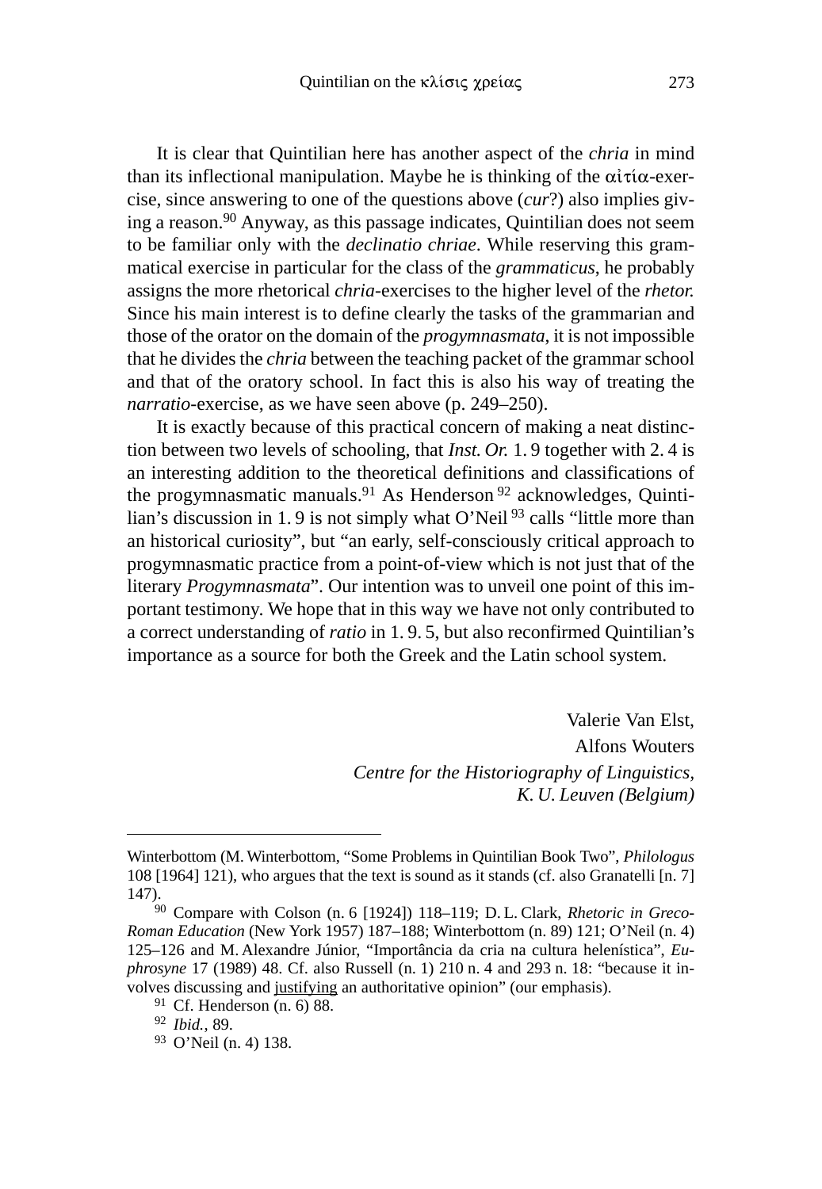It is clear that Quintilian here has another aspect of the *chria* in mind than its inflectional manipulation. Maybe he is thinking of the αἰτία-exercise, since answering to one of the questions above (*cur*?) also implies giving a reason.[90] Anyway, as this passage indicates, Quintilian does not seem to be familiar only with the *declinatio chriae*. While reserving this grammatical exercise in particular for the class of the *grammaticus*, he probably assigns the more rhetorical *chria*-exercises to the higher level of the *rhetor.* Since his main interest is to define clearly the tasks of the grammarian and those of the orator on the domain of the *progymnasmata*, it is not impossible that he divides the *chria* between the teaching packet of the grammar school and that of the oratory school. In fact this is also his way of treating the *narratio*-exercise, as we have seen above (p. 249–250).

It is exactly because of this practical concern of making a neat distinction between two levels of schooling, that *Inst. Or.* 1. 9 together with 2. 4 is an interesting addition to the theoretical definitions and classifications of the progymnasmatic manuals.[91] As Henderson[92] acknowledges, Quintilian's discussion in 1. 9 is not simply what O'Neil[93] calls "little more than an historical curiosity", but "an early, self-consciously critical approach to progymnasmatic practice from a point-of-view which is not just that of the literary *Progymnasmata*". Our intention was to unveil one point of this important testimony. We hope that in this way we have not only contributed to a correct understanding of *ratio* in 1. 9. 5, but also reconfirmed Quintilian's importance as a source for both the Greek and the Latin school system.

Valerie Van Elst,
Alfons Wouters
*Centre for the Historiography of Linguistics,*
*K. U. Leuven (Belgium)*

---

Winterbottom (M. Winterbottom, "Some Problems in Quintilian Book Two", *Philologus* 108 [1964] 121), who argues that the text is sound as it stands (cf. also Granatelli [n. 7] 147).

[90] Compare with Colson (n. 6 [1924]) 118–119; D. L. Clark, *Rhetoric in Greco-Roman Education* (New York 1957) 187–188; Winterbottom (n. 89) 121; O'Neil (n. 4) 125–126 and M. Alexandre Júnior, "Importância da cria na cultura helenística", *Euphrosyne* 17 (1989) 48. Cf. also Russell (n. 1) 210 n. 4 and 293 n. 18: "because it involves discussing and justifying an authoritative opinion" (our emphasis).

[91] Cf. Henderson (n. 6) 88.

[92] *Ibid.*, 89.

[93] O'Neil (n. 4) 138.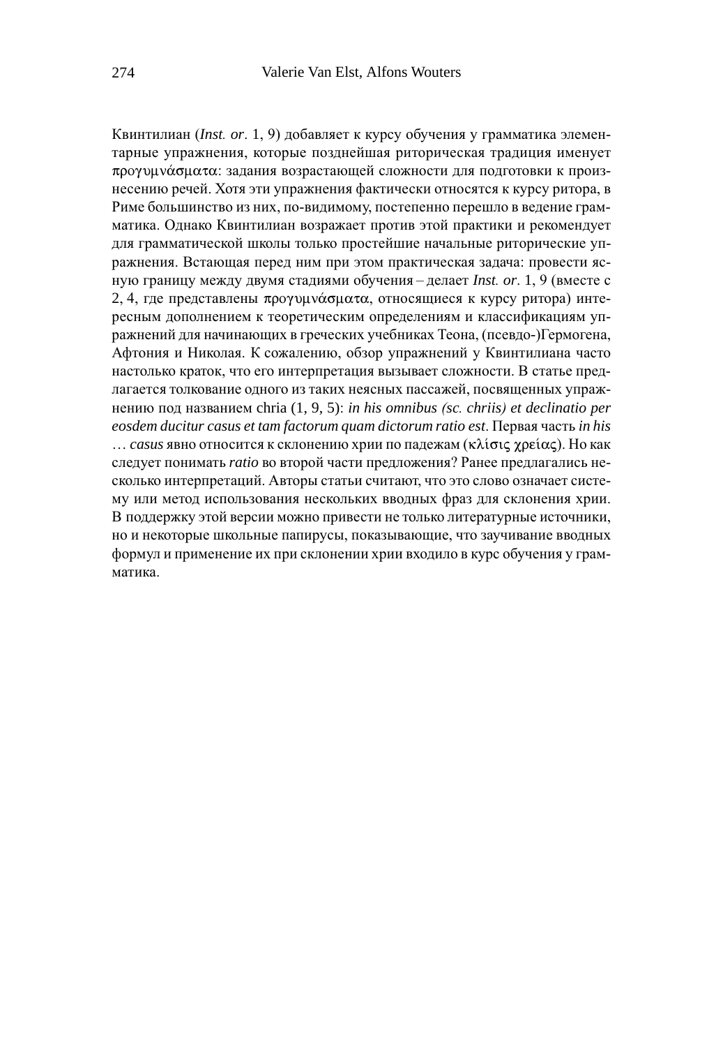Квинтилиан (*Inst. or*. 1, 9) добавляет к курсу обучения у грамматика элементарные упражнения, которые позднейшая риторическая традиция именует προγυμνάσματα: задания возрастающей сложности для подготовки к произнесению речей. Хотя эти упражнения фактически относятся к курсу ритора, в Риме большинство из них, по-видимому, постепенно перешло в ведение грамматика. Однако Квинтилиан возражает против этой практики и рекомендует для грамматической школы только простейшие начальные риторические упражнения. Встающая перед ним при этом практическая задача: провести ясную границу между двумя стадиями обучения – делает *Inst. or*. 1, 9 (вместе с 2, 4, где представлены προγυμνάσματα, относящиеся к курсу ритора) интересным дополнением к теоретическим определениям и классификациям упражнений для начинающих в греческих учебниках Теона, (псевдо-)Гермогена, Афтония и Николая. К сожалению, обзор упражнений у Квинтилиана часто настолько краток, что его интерпретация вызывает сложности. В статье предлагается толкование одного из таких неясных пассажей, посвященных упражнению под названием chria (1, 9, 5): *in his omnibus (sc. chriis) et declinatio per eosdem ducitur casus et tam factorum quam dictorum ratio est*. Первая часть *in his … casus* явно относится к склонению хрии по падежам (κλίσις χρείας). Но как следует понимать *ratio* во второй части предложения? Ранее предлагались несколько интерпретаций. Авторы статьи считают, что это слово означает систему или метод использования нескольких вводных фраз для склонения хрии. В поддержку этой версии можно привести не только литературные источники, но и некоторые школьные папирусы, показывающие, что заучивание вводных формул и применение их при склонении хрии входило в курс обучения у грамматика.